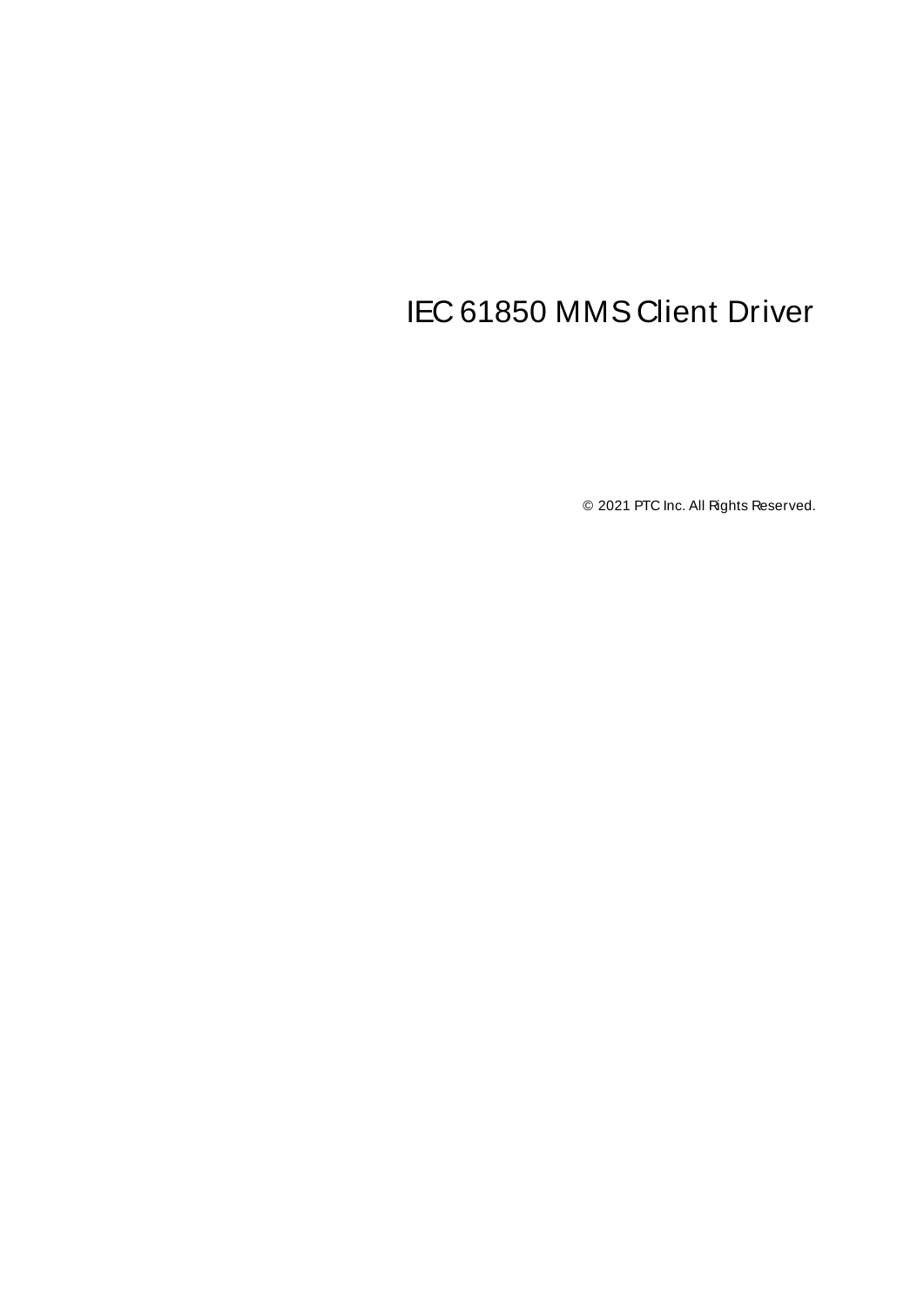# IEC 61850 MMS Client Driver

© 2021 PTC Inc. All Rights Reserved.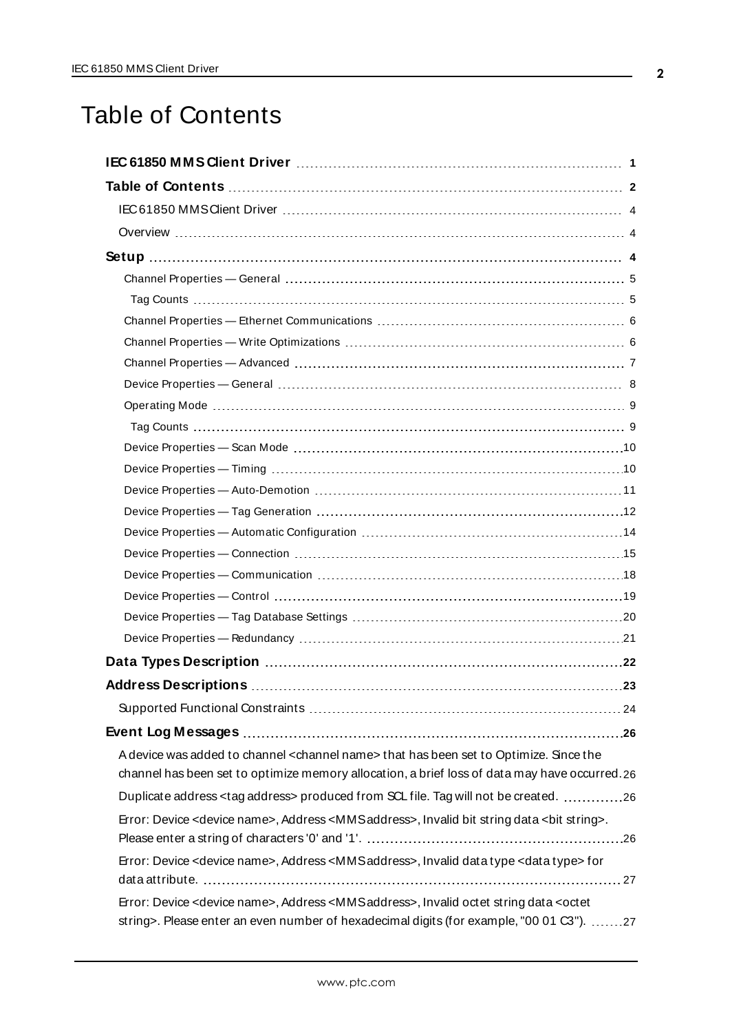# Table of Contents

**IEC 61850 MMS Client Driver** 1

**Table of Contents** 2

IEC 61850 MMS Client Driver 4

Overview 4

**Setup** 4

Channel Properties — General 5

Tag Counts 5

Channel Properties — Ethernet Communications 6

Channel Properties — Write Optimizations 6

Channel Properties — Advanced 7

Device Properties — General 8

Operating Mode 9

Tag Counts 9

Device Properties — Scan Mode 10

Device Properties — Timing 10

Device Properties — Auto-Demotion 11

Device Properties — Tag Generation 12

Device Properties — Automatic Configuration 14

Device Properties — Connection 15

Device Properties — Communication 18

Device Properties — Control 19

Device Properties — Tag Database Settings 20

Device Properties — Redundancy 21

**Data Types Description** 22

**Address Descriptions** 23

Supported Functional Constraints 24

**Event Log Messages** 26

A device was added to channel <channel name> that has been set to Optimize. Since the channel has been set to optimize memory allocation, a brief loss of data may have occurred. 26

Duplicate address <tag address> produced from SCL file. Tag will not be created. 26

Error: Device <device name>, Address <MMS address>, Invalid bit string data <bit string>. Please enter a string of characters '0' and '1'. 26

Error: Device <device name>, Address <MMS address>, Invalid data type <data type> for data attribute. 27

Error: Device <device name>, Address <MMS address>, Invalid octet string data <octet string>. Please enter an even number of hexadecimal digits (for example, "00 01 C3"). 27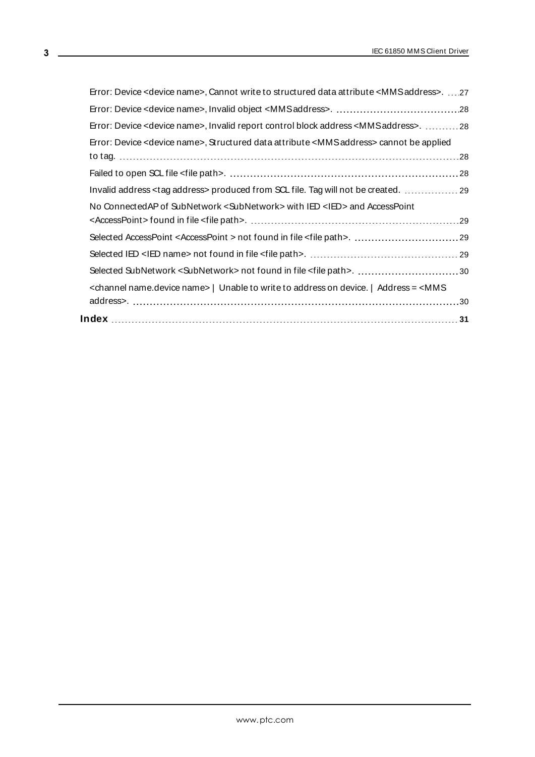Error: Device <device name>, Cannot write to structured data attribute <MMS address>. 27

Error: Device <device name>, Invalid object <MMS address>. 28

Error: Device <device name>, Invalid report control block address <MMS address>. 28

Error: Device <device name>, Structured data attribute <MMS address> cannot be applied to tag. 28

Failed to open SCL file <file path>. 28

Invalid address <tag address> produced from SCL file. Tag will not be created. 29

No ConnectedAP of SubNetwork <SubNetwork> with IED <IED> and AccessPoint <AccessPoint> found in file <file path>. 29

Selected AccessPoint <AccessPoint > not found in file <file path>. 29

Selected IED <IED name> not found in file <file path>. 29

Selected SubNetwork <SubNetwork> not found in file <file path>. 30

<channel name.device name> | Unable to write to address on device. | Address = <MMS address>. 30

**Index** 31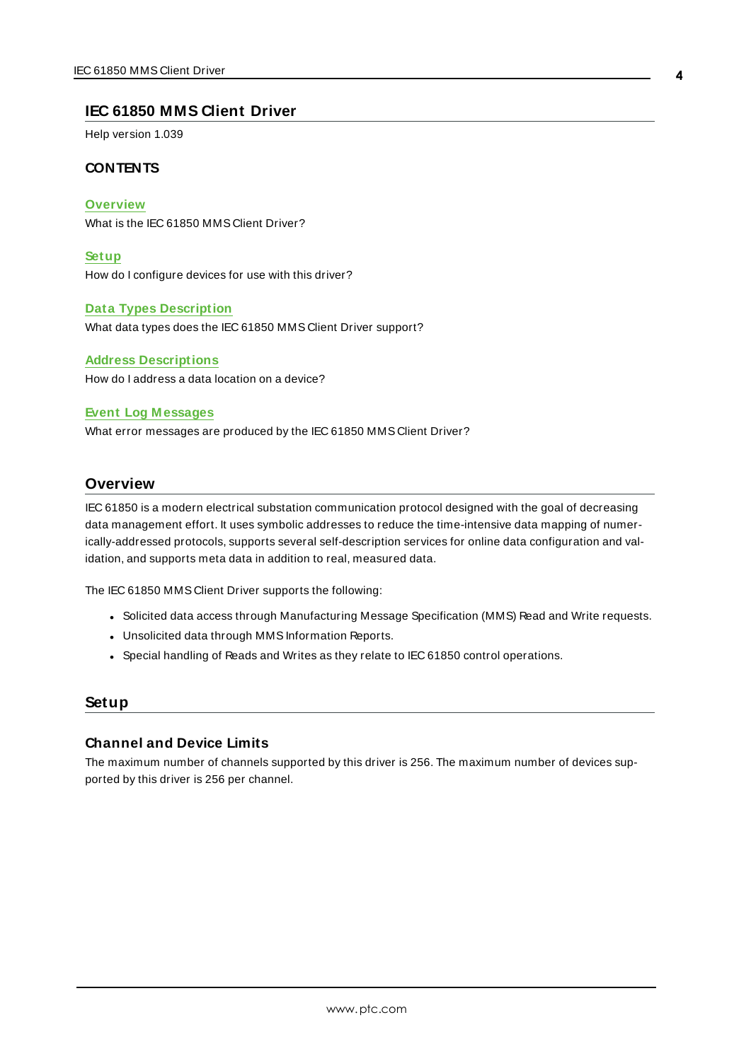# IEC 61850 MMS Client Driver

Help version 1.039

## CONTENTS

**Overview**
What is the IEC 61850 MMS Client Driver?

**Setup**
How do I configure devices for use with this driver?

**Data Types Description**
What data types does the IEC 61850 MMS Client Driver support?

**Address Descriptions**
How do I address a data location on a device?

**Event Log Messages**
What error messages are produced by the IEC 61850 MMS Client Driver?

## Overview

IEC 61850 is a modern electrical substation communication protocol designed with the goal of decreasing data management effort. It uses symbolic addresses to reduce the time-intensive data mapping of numerically-addressed protocols, supports several self-description services for online data configuration and validation, and supports meta data in addition to real, measured data.

The IEC 61850 MMS Client Driver supports the following:

- Solicited data access through Manufacturing Message Specification (MMS) Read and Write requests.
- Unsolicited data through MMS Information Reports.
- Special handling of Reads and Writes as they relate to IEC 61850 control operations.

## Setup

### Channel and Device Limits

The maximum number of channels supported by this driver is 256. The maximum number of devices supported by this driver is 256 per channel.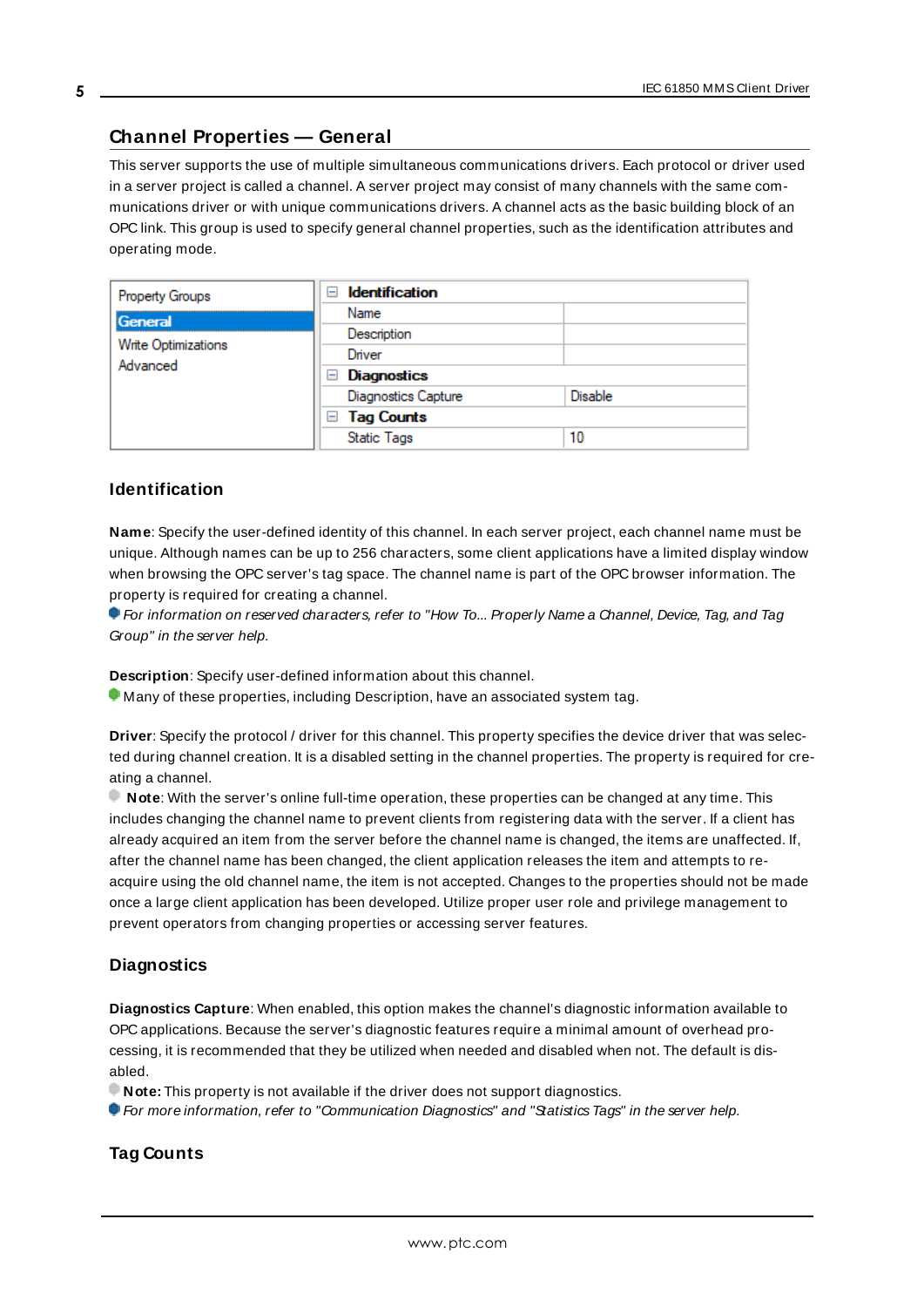## Channel Properties — General

This server supports the use of multiple simultaneous communications drivers. Each protocol or driver used in a server project is called a channel. A server project may consist of many channels with the same communications driver or with unique communications drivers. A channel acts as the basic building block of an OPC link. This group is used to specify general channel properties, such as the identification attributes and operating mode.

| Property Groups | Identification | |
|---|---|---|
| **General** | Name | |
| Write Optimizations | Description | |
| Advanced | Driver | |
| | **Diagnostics** | |
| | Diagnostics Capture | Disable |
| | **Tag Counts** | |
| | Static Tags | 10 |

### Identification

**Name**: Specify the user-defined identity of this channel. In each server project, each channel name must be unique. Although names can be up to 256 characters, some client applications have a limited display window when browsing the OPC server's tag space. The channel name is part of the OPC browser information. The property is required for creating a channel.

*For information on reserved characters, refer to "How To... Properly Name a Channel, Device, Tag, and Tag Group" in the server help.*

**Description**: Specify user-defined information about this channel.

Many of these properties, including Description, have an associated system tag.

**Driver**: Specify the protocol / driver for this channel. This property specifies the device driver that was selected during channel creation. It is a disabled setting in the channel properties. The property is required for creating a channel.

**Note**: With the server's online full-time operation, these properties can be changed at any time. This includes changing the channel name to prevent clients from registering data with the server. If a client has already acquired an item from the server before the channel name is changed, the items are unaffected. If, after the channel name has been changed, the client application releases the item and attempts to reacquire using the old channel name, the item is not accepted. Changes to the properties should not be made once a large client application has been developed. Utilize proper user role and privilege management to prevent operators from changing properties or accessing server features.

### Diagnostics

**Diagnostics Capture**: When enabled, this option makes the channel's diagnostic information available to OPC applications. Because the server's diagnostic features require a minimal amount of overhead processing, it is recommended that they be utilized when needed and disabled when not. The default is disabled.

**Note:** This property is not available if the driver does not support diagnostics.

*For more information, refer to "Communication Diagnostics" and "Statistics Tags" in the server help.*

### Tag Counts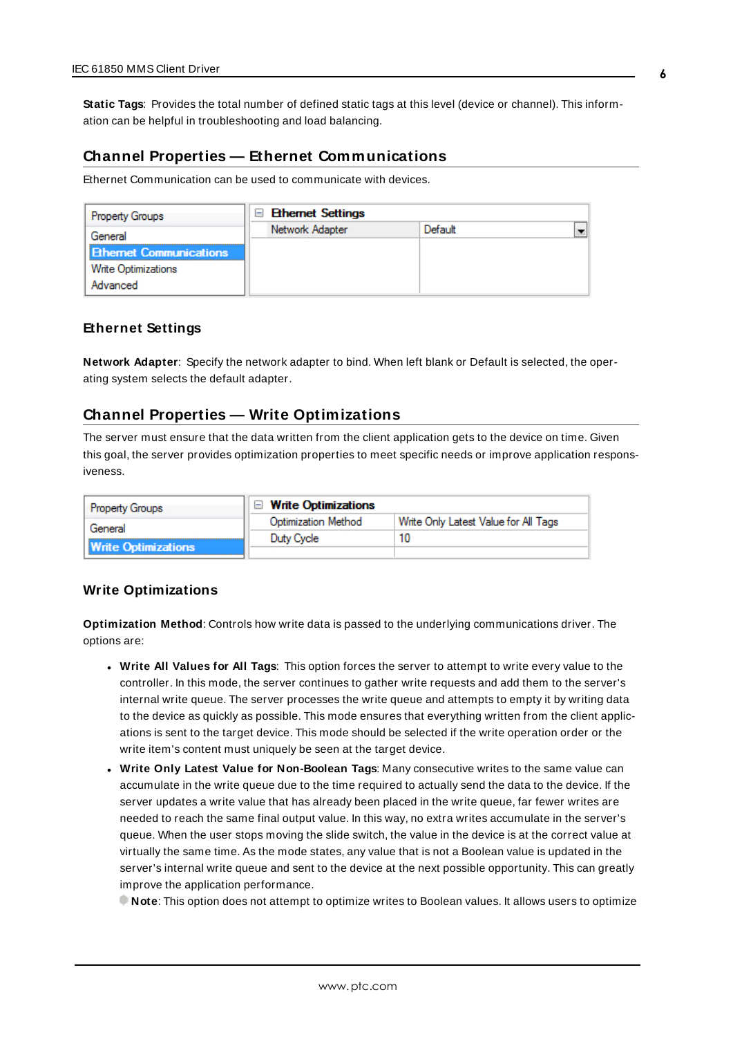**Static Tags**: Provides the total number of defined static tags at this level (device or channel). This information can be helpful in troubleshooting and load balancing.

## Channel Properties — Ethernet Communications

Ethernet Communication can be used to communicate with devices.

### Ethernet Settings

**Network Adapter**: Specify the network adapter to bind. When left blank or Default is selected, the operating system selects the default adapter.

## Channel Properties — Write Optimizations

The server must ensure that the data written from the client application gets to the device on time. Given this goal, the server provides optimization properties to meet specific needs or improve application responsiveness.

### Write Optimizations

**Optimization Method**: Controls how write data is passed to the underlying communications driver. The options are:

- **Write All Values for All Tags**: This option forces the server to attempt to write every value to the controller. In this mode, the server continues to gather write requests and add them to the server's internal write queue. The server processes the write queue and attempts to empty it by writing data to the device as quickly as possible. This mode ensures that everything written from the client applications is sent to the target device. This mode should be selected if the write operation order or the write item's content must uniquely be seen at the target device.
- **Write Only Latest Value for Non-Boolean Tags**: Many consecutive writes to the same value can accumulate in the write queue due to the time required to actually send the data to the device. If the server updates a write value that has already been placed in the write queue, far fewer writes are needed to reach the same final output value. In this way, no extra writes accumulate in the server's queue. When the user stops moving the slide switch, the value in the device is at the correct value at virtually the same time. As the mode states, any value that is not a Boolean value is updated in the server's internal write queue and sent to the device at the next possible opportunity. This can greatly improve the application performance.

  **Note**: This option does not attempt to optimize writes to Boolean values. It allows users to optimize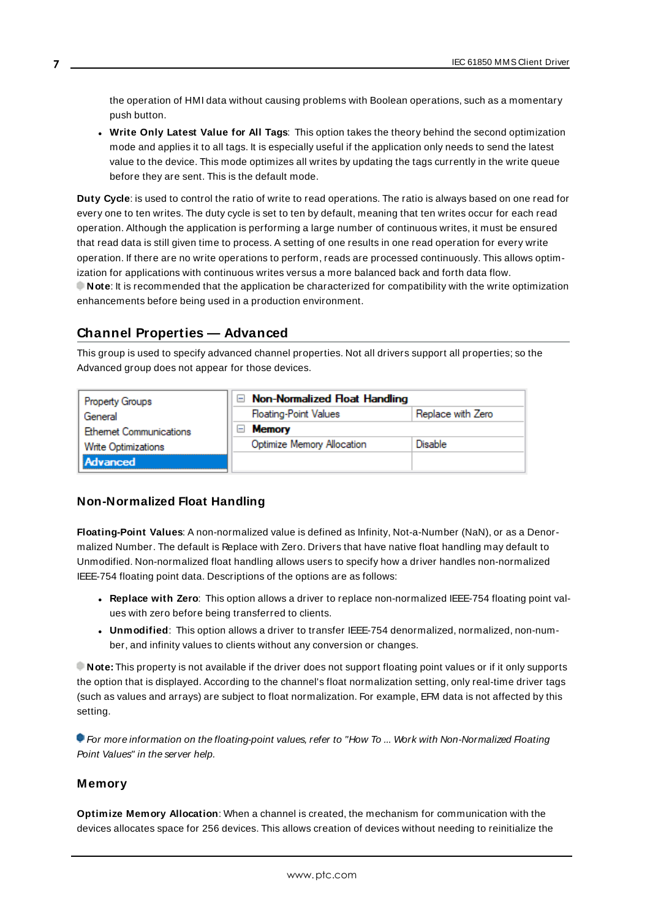the operation of HMI data without causing problems with Boolean operations, such as a momentary push button.

- **Write Only Latest Value for All Tags**: This option takes the theory behind the second optimization mode and applies it to all tags. It is especially useful if the application only needs to send the latest value to the device. This mode optimizes all writes by updating the tags currently in the write queue before they are sent. This is the default mode.

**Duty Cycle**: is used to control the ratio of write to read operations. The ratio is always based on one read for every one to ten writes. The duty cycle is set to ten by default, meaning that ten writes occur for each read operation. Although the application is performing a large number of continuous writes, it must be ensured that read data is still given time to process. A setting of one results in one read operation for every write operation. If there are no write operations to perform, reads are processed continuously. This allows optimization for applications with continuous writes versus a more balanced back and forth data flow.

**Note**: It is recommended that the application be characterized for compatibility with the write optimization enhancements before being used in a production environment.

## Channel Properties — Advanced

This group is used to specify advanced channel properties. Not all drivers support all properties; so the Advanced group does not appear for those devices.

| Property Groups | Non-Normalized Float Handling | |
|---|---|---|
| General | Floating-Point Values | Replace with Zero |
| Ethernet Communications | Memory | |
| Write Optimizations | Optimize Memory Allocation | Disable |
| **Advanced** | | |

### Non-Normalized Float Handling

**Floating-Point Values**: A non-normalized value is defined as Infinity, Not-a-Number (NaN), or as a Denormalized Number. The default is Replace with Zero. Drivers that have native float handling may default to Unmodified. Non-normalized float handling allows users to specify how a driver handles non-normalized IEEE-754 floating point data. Descriptions of the options are as follows:

- **Replace with Zero**: This option allows a driver to replace non-normalized IEEE-754 floating point values with zero before being transferred to clients.
- **Unmodified**: This option allows a driver to transfer IEEE-754 denormalized, normalized, non-number, and infinity values to clients without any conversion or changes.

**Note:** This property is not available if the driver does not support floating point values or if it only supports the option that is displayed. According to the channel's float normalization setting, only real-time driver tags (such as values and arrays) are subject to float normalization. For example, EFM data is not affected by this setting.

*For more information on the floating-point values, refer to "How To ... Work with Non-Normalized Floating Point Values" in the server help.*

### Memory

**Optimize Memory Allocation**: When a channel is created, the mechanism for communication with the devices allocates space for 256 devices. This allows creation of devices without needing to reinitialize the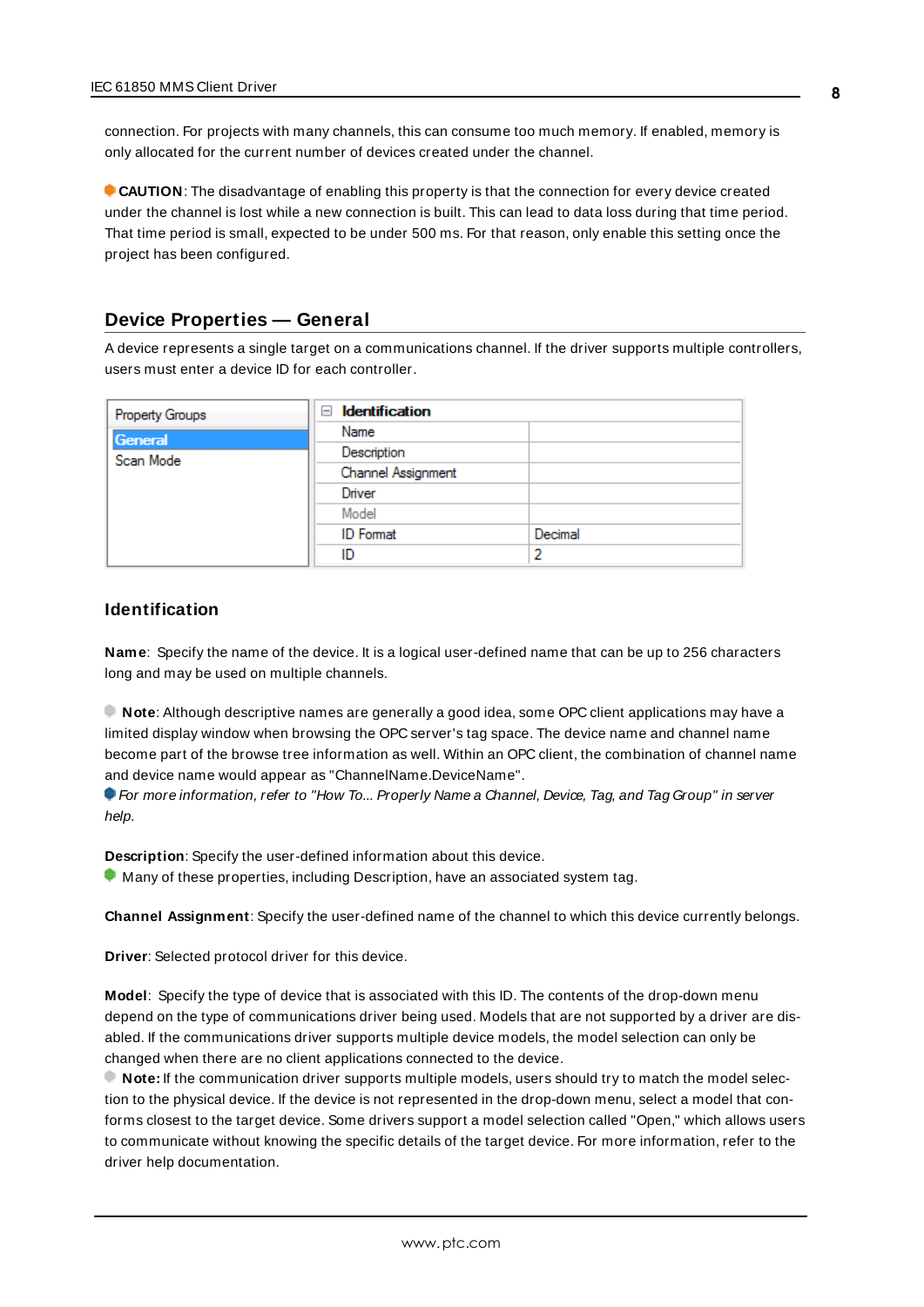connection. For projects with many channels, this can consume too much memory. If enabled, memory is only allocated for the current number of devices created under the channel.

**CAUTION**: The disadvantage of enabling this property is that the connection for every device created under the channel is lost while a new connection is built. This can lead to data loss during that time period. That time period is small, expected to be under 500 ms. For that reason, only enable this setting once the project has been configured.

## Device Properties — General

A device represents a single target on a communications channel. If the driver supports multiple controllers, users must enter a device ID for each controller.

| Property Groups | Identification | |
|---|---|---|
| General | Name | |
| Scan Mode | Description | |
| | Channel Assignment | |
| | Driver | |
| | Model | |
| | ID Format | Decimal |
| | ID | 2 |

### Identification

**Name**: Specify the name of the device. It is a logical user-defined name that can be up to 256 characters long and may be used on multiple channels.

**Note**: Although descriptive names are generally a good idea, some OPC client applications may have a limited display window when browsing the OPC server's tag space. The device name and channel name become part of the browse tree information as well. Within an OPC client, the combination of channel name and device name would appear as "ChannelName.DeviceName".
*For more information, refer to "How To... Properly Name a Channel, Device, Tag, and Tag Group" in server help.*

**Description**: Specify the user-defined information about this device.
Many of these properties, including Description, have an associated system tag.

**Channel Assignment**: Specify the user-defined name of the channel to which this device currently belongs.

**Driver**: Selected protocol driver for this device.

**Model**: Specify the type of device that is associated with this ID. The contents of the drop-down menu depend on the type of communications driver being used. Models that are not supported by a driver are disabled. If the communications driver supports multiple device models, the model selection can only be changed when there are no client applications connected to the device.
**Note:** If the communication driver supports multiple models, users should try to match the model selection to the physical device. If the device is not represented in the drop-down menu, select a model that conforms closest to the target device. Some drivers support a model selection called "Open," which allows users to communicate without knowing the specific details of the target device. For more information, refer to the driver help documentation.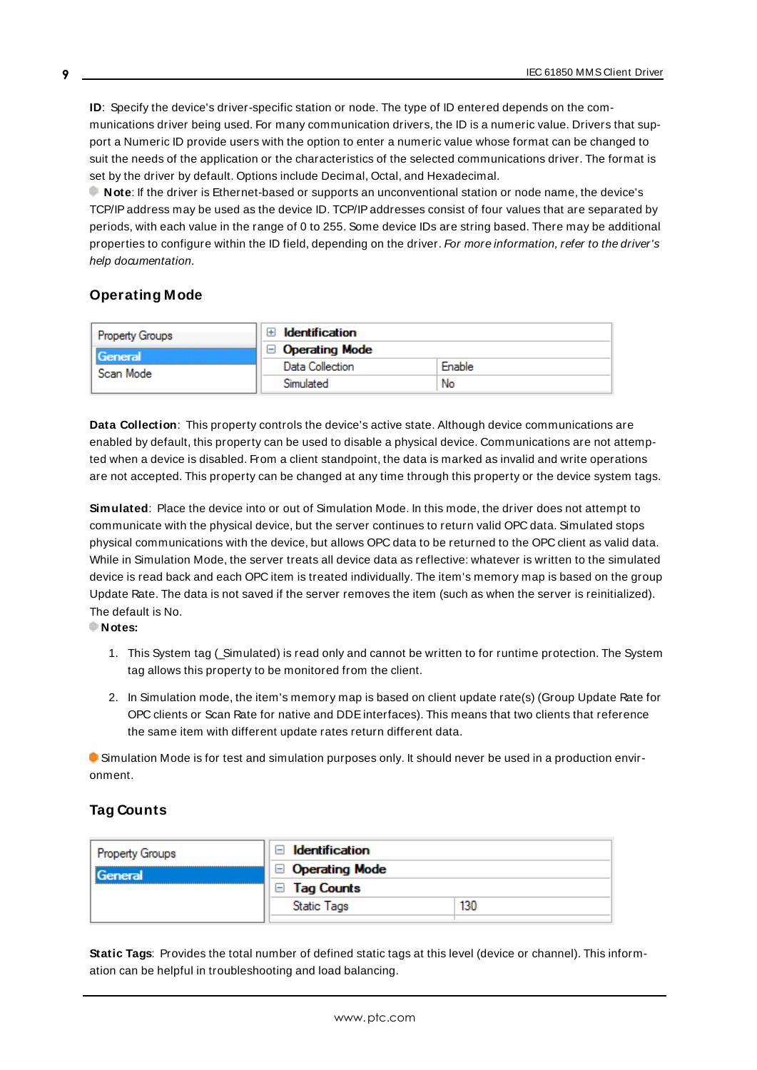**ID**: Specify the device's driver-specific station or node. The type of ID entered depends on the communications driver being used. For many communication drivers, the ID is a numeric value. Drivers that support a Numeric ID provide users with the option to enter a numeric value whose format can be changed to suit the needs of the application or the characteristics of the selected communications driver. The format is set by the driver by default. Options include Decimal, Octal, and Hexadecimal.

**Note**: If the driver is Ethernet-based or supports an unconventional station or node name, the device's TCP/IP address may be used as the device ID. TCP/IP addresses consist of four values that are separated by periods, with each value in the range of 0 to 255. Some device IDs are string based. There may be additional properties to configure within the ID field, depending on the driver. *For more information, refer to the driver's help documentation.*

## Operating Mode

| Property Groups | | |
|---|---|---|
| General | ⊞ Identification | |
| Scan Mode | ⊟ Operating Mode | |
| | Data Collection | Enable |
| | Simulated | No |

**Data Collection**: This property controls the device's active state. Although device communications are enabled by default, this property can be used to disable a physical device. Communications are not attempted when a device is disabled. From a client standpoint, the data is marked as invalid and write operations are not accepted. This property can be changed at any time through this property or the device system tags.

**Simulated**: Place the device into or out of Simulation Mode. In this mode, the driver does not attempt to communicate with the physical device, but the server continues to return valid OPC data. Simulated stops physical communications with the device, but allows OPC data to be returned to the OPC client as valid data. While in Simulation Mode, the server treats all device data as reflective: whatever is written to the simulated device is read back and each OPC item is treated individually. The item's memory map is based on the group Update Rate. The data is not saved if the server removes the item (such as when the server is reinitialized). The default is No.

**Notes:**

1. This System tag (_Simulated) is read only and cannot be written to for runtime protection. The System tag allows this property to be monitored from the client.
2. In Simulation mode, the item's memory map is based on client update rate(s) (Group Update Rate for OPC clients or Scan Rate for native and DDE interfaces). This means that two clients that reference the same item with different update rates return different data.

Simulation Mode is for test and simulation purposes only. It should never be used in a production environment.

## Tag Counts

| Property Groups | | |
|---|---|---|
| General | ⊟ Identification | |
| | ⊟ Operating Mode | |
| | ⊟ Tag Counts | |
| | Static Tags | 130 |

**Static Tags**: Provides the total number of defined static tags at this level (device or channel). This information can be helpful in troubleshooting and load balancing.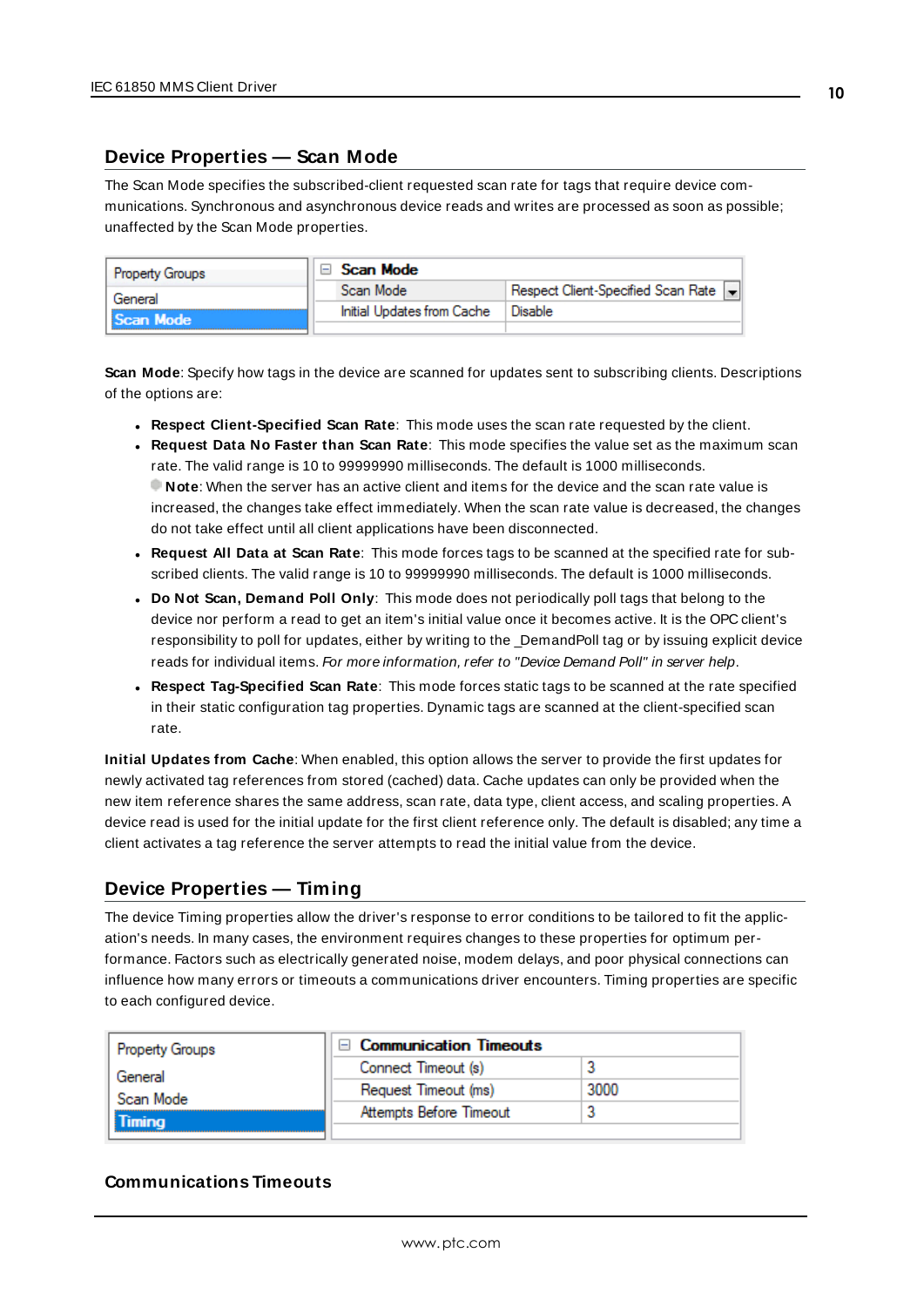## Device Properties — Scan Mode

The Scan Mode specifies the subscribed-client requested scan rate for tags that require device communications. Synchronous and asynchronous device reads and writes are processed as soon as possible; unaffected by the Scan Mode properties.

| Property Groups | Scan Mode | |
|---|---|---|
| General | Scan Mode | Respect Client-Specified Scan Rate |
| **Scan Mode** | Initial Updates from Cache | Disable |

**Scan Mode**: Specify how tags in the device are scanned for updates sent to subscribing clients. Descriptions of the options are:

- **Respect Client-Specified Scan Rate**: This mode uses the scan rate requested by the client.
- **Request Data No Faster than Scan Rate**: This mode specifies the value set as the maximum scan rate. The valid range is 10 to 99999990 milliseconds. The default is 1000 milliseconds.
  **Note**: When the server has an active client and items for the device and the scan rate value is increased, the changes take effect immediately. When the scan rate value is decreased, the changes do not take effect until all client applications have been disconnected.
- **Request All Data at Scan Rate**: This mode forces tags to be scanned at the specified rate for subscribed clients. The valid range is 10 to 99999990 milliseconds. The default is 1000 milliseconds.
- **Do Not Scan, Demand Poll Only**: This mode does not periodically poll tags that belong to the device nor perform a read to get an item's initial value once it becomes active. It is the OPC client's responsibility to poll for updates, either by writing to the _DemandPoll tag or by issuing explicit device reads for individual items. *For more information, refer to "Device Demand Poll" in server help.*
- **Respect Tag-Specified Scan Rate**: This mode forces static tags to be scanned at the rate specified in their static configuration tag properties. Dynamic tags are scanned at the client-specified scan rate.

**Initial Updates from Cache**: When enabled, this option allows the server to provide the first updates for newly activated tag references from stored (cached) data. Cache updates can only be provided when the new item reference shares the same address, scan rate, data type, client access, and scaling properties. A device read is used for the initial update for the first client reference only. The default is disabled; any time a client activates a tag reference the server attempts to read the initial value from the device.

## Device Properties — Timing

The device Timing properties allow the driver's response to error conditions to be tailored to fit the application's needs. In many cases, the environment requires changes to these properties for optimum performance. Factors such as electrically generated noise, modem delays, and poor physical connections can influence how many errors or timeouts a communications driver encounters. Timing properties are specific to each configured device.

| Property Groups | Communication Timeouts | |
|---|---|---|
| General | Connect Timeout (s) | 3 |
| Scan Mode | Request Timeout (ms) | 3000 |
| **Timing** | Attempts Before Timeout | 3 |

### Communications Timeouts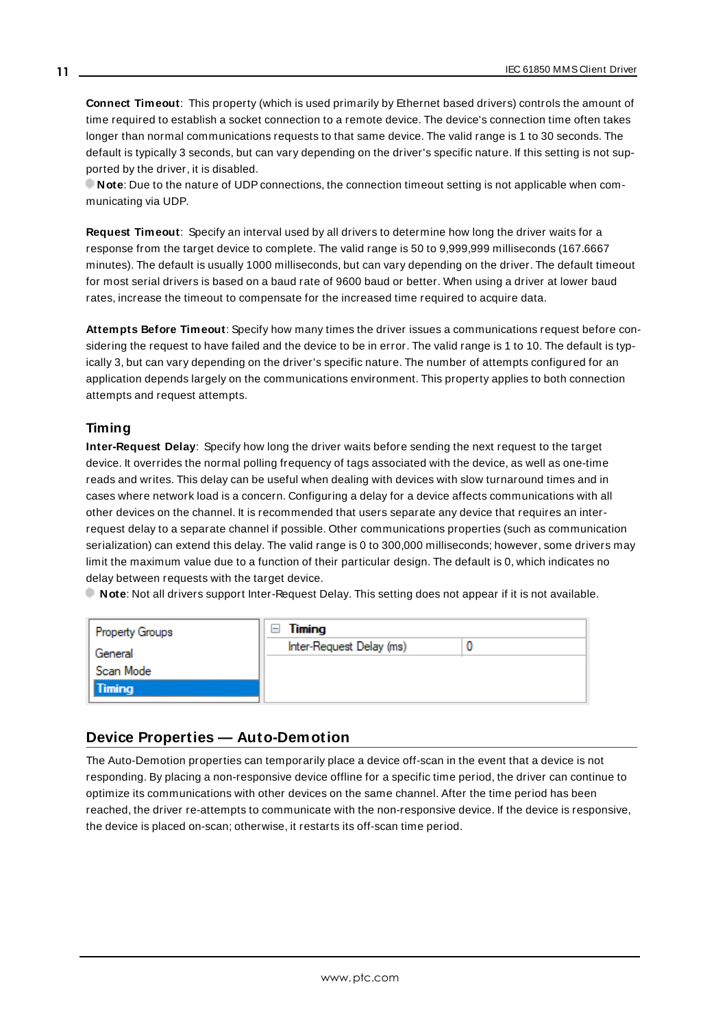**Connect Timeout**: This property (which is used primarily by Ethernet based drivers) controls the amount of time required to establish a socket connection to a remote device. The device's connection time often takes longer than normal communications requests to that same device. The valid range is 1 to 30 seconds. The default is typically 3 seconds, but can vary depending on the driver's specific nature. If this setting is not supported by the driver, it is disabled.

**Note**: Due to the nature of UDP connections, the connection timeout setting is not applicable when communicating via UDP.

**Request Timeout**: Specify an interval used by all drivers to determine how long the driver waits for a response from the target device to complete. The valid range is 50 to 9,999,999 milliseconds (167.6667 minutes). The default is usually 1000 milliseconds, but can vary depending on the driver. The default timeout for most serial drivers is based on a baud rate of 9600 baud or better. When using a driver at lower baud rates, increase the timeout to compensate for the increased time required to acquire data.

**Attempts Before Timeout**: Specify how many times the driver issues a communications request before considering the request to have failed and the device to be in error. The valid range is 1 to 10. The default is typically 3, but can vary depending on the driver's specific nature. The number of attempts configured for an application depends largely on the communications environment. This property applies to both connection attempts and request attempts.

### Timing

**Inter-Request Delay**: Specify how long the driver waits before sending the next request to the target device. It overrides the normal polling frequency of tags associated with the device, as well as one-time reads and writes. This delay can be useful when dealing with devices with slow turnaround times and in cases where network load is a concern. Configuring a delay for a device affects communications with all other devices on the channel. It is recommended that users separate any device that requires an inter-request delay to a separate channel if possible. Other communications properties (such as communication serialization) can extend this delay. The valid range is 0 to 300,000 milliseconds; however, some drivers may limit the maximum value due to a function of their particular design. The default is 0, which indicates no delay between requests with the target device.

**Note**: Not all drivers support Inter-Request Delay. This setting does not appear if it is not available.

| Property Groups | Timing | |
|---|---|---|
| General | Inter-Request Delay (ms) | 0 |
| Scan Mode | | |
| Timing | | |

## Device Properties — Auto-Demotion

The Auto-Demotion properties can temporarily place a device off-scan in the event that a device is not responding. By placing a non-responsive device offline for a specific time period, the driver can continue to optimize its communications with other devices on the same channel. After the time period has been reached, the driver re-attempts to communicate with the non-responsive device. If the device is responsive, the device is placed on-scan; otherwise, it restarts its off-scan time period.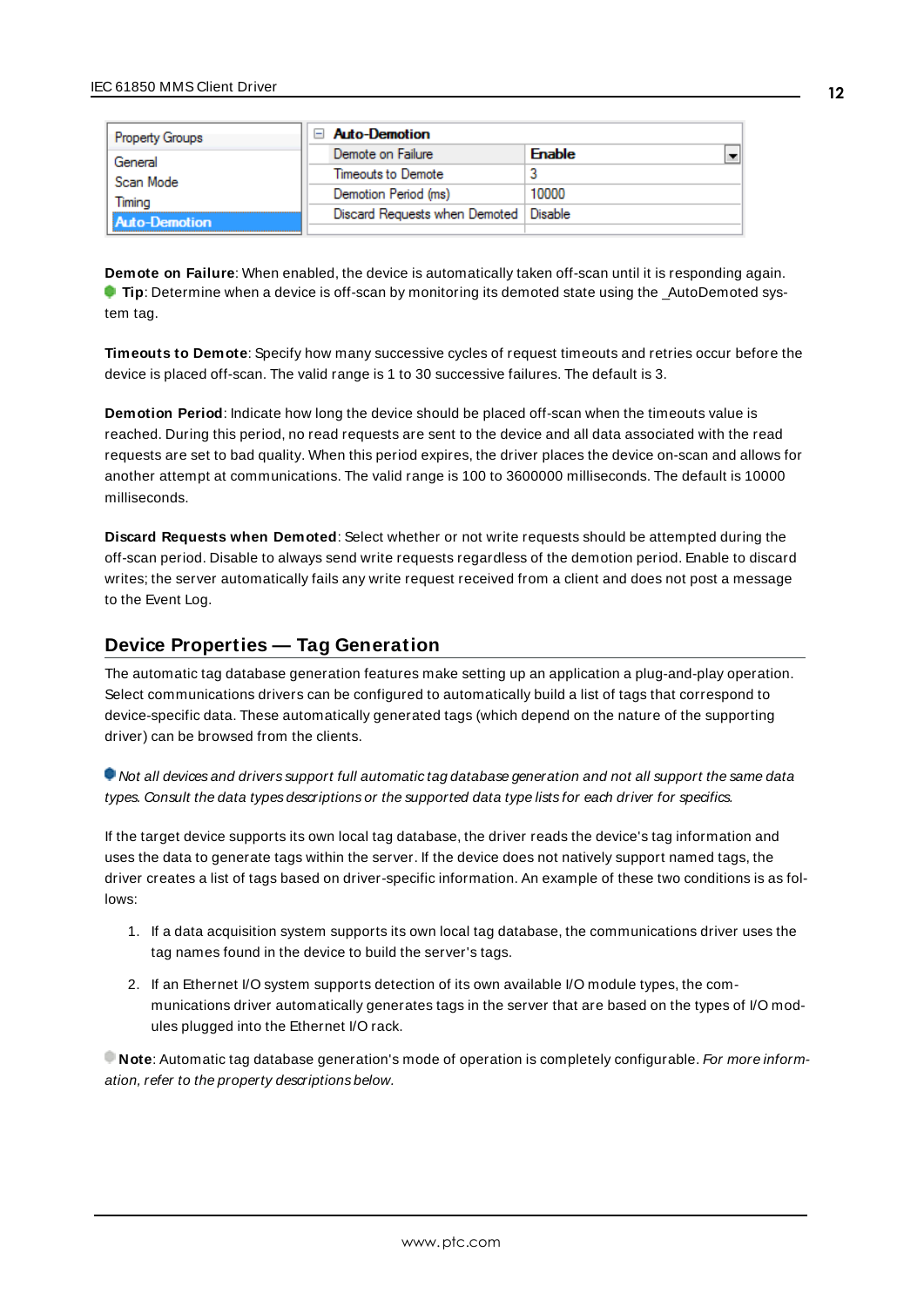| Property Groups | Auto-Demotion | |
|---|---|---|
| General | Demote on Failure | Enable |
| Scan Mode | Timeouts to Demote | 3 |
| Timing | Demotion Period (ms) | 10000 |
| Auto-Demotion | Discard Requests when Demoted | Disable |

**Demote on Failure**: When enabled, the device is automatically taken off-scan until it is responding again.
**Tip**: Determine when a device is off-scan by monitoring its demoted state using the _AutoDemoted system tag.

**Timeouts to Demote**: Specify how many successive cycles of request timeouts and retries occur before the device is placed off-scan. The valid range is 1 to 30 successive failures. The default is 3.

**Demotion Period**: Indicate how long the device should be placed off-scan when the timeouts value is reached. During this period, no read requests are sent to the device and all data associated with the read requests are set to bad quality. When this period expires, the driver places the device on-scan and allows for another attempt at communications. The valid range is 100 to 3600000 milliseconds. The default is 10000 milliseconds.

**Discard Requests when Demoted**: Select whether or not write requests should be attempted during the off-scan period. Disable to always send write requests regardless of the demotion period. Enable to discard writes; the server automatically fails any write request received from a client and does not post a message to the Event Log.

## Device Properties — Tag Generation

The automatic tag database generation features make setting up an application a plug-and-play operation. Select communications drivers can be configured to automatically build a list of tags that correspond to device-specific data. These automatically generated tags (which depend on the nature of the supporting driver) can be browsed from the clients.

*Not all devices and drivers support full automatic tag database generation and not all support the same data types. Consult the data types descriptions or the supported data type lists for each driver for specifics.*

If the target device supports its own local tag database, the driver reads the device's tag information and uses the data to generate tags within the server. If the device does not natively support named tags, the driver creates a list of tags based on driver-specific information. An example of these two conditions is as follows:

1. If a data acquisition system supports its own local tag database, the communications driver uses the tag names found in the device to build the server's tags.
2. If an Ethernet I/O system supports detection of its own available I/O module types, the communications driver automatically generates tags in the server that are based on the types of I/O modules plugged into the Ethernet I/O rack.

**Note**: Automatic tag database generation's mode of operation is completely configurable. *For more information, refer to the property descriptions below.*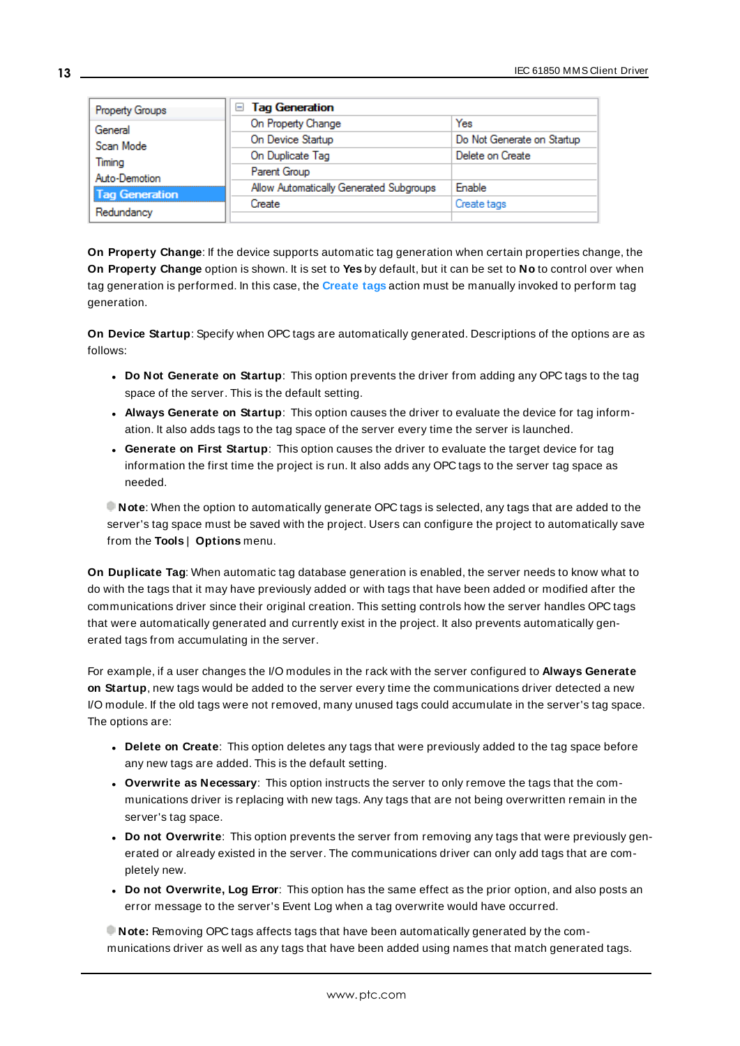| Property Groups | Tag Generation | |
|---|---|---|
| General | On Property Change | Yes |
| Scan Mode | On Device Startup | Do Not Generate on Startup |
| Timing | On Duplicate Tag | Delete on Create |
| Auto-Demotion | Parent Group | |
| **Tag Generation** | Allow Automatically Generated Subgroups | Enable |
| Redundancy | Create | Create tags |

**On Property Change**: If the device supports automatic tag generation when certain properties change, the **On Property Change** option is shown. It is set to **Yes** by default, but it can be set to **No** to control over when tag generation is performed. In this case, the **Create tags** action must be manually invoked to perform tag generation.

**On Device Startup**: Specify when OPC tags are automatically generated. Descriptions of the options are as follows:

- **Do Not Generate on Startup**: This option prevents the driver from adding any OPC tags to the tag space of the server. This is the default setting.
- **Always Generate on Startup**: This option causes the driver to evaluate the device for tag information. It also adds tags to the tag space of the server every time the server is launched.
- **Generate on First Startup**: This option causes the driver to evaluate the target device for tag information the first time the project is run. It also adds any OPC tags to the server tag space as needed.

**Note**: When the option to automatically generate OPC tags is selected, any tags that are added to the server's tag space must be saved with the project. Users can configure the project to automatically save from the **Tools** | **Options** menu.

**On Duplicate Tag**: When automatic tag database generation is enabled, the server needs to know what to do with the tags that it may have previously added or with tags that have been added or modified after the communications driver since their original creation. This setting controls how the server handles OPC tags that were automatically generated and currently exist in the project. It also prevents automatically generated tags from accumulating in the server.

For example, if a user changes the I/O modules in the rack with the server configured to **Always Generate on Startup**, new tags would be added to the server every time the communications driver detected a new I/O module. If the old tags were not removed, many unused tags could accumulate in the server's tag space. The options are:

- **Delete on Create**: This option deletes any tags that were previously added to the tag space before any new tags are added. This is the default setting.
- **Overwrite as Necessary**: This option instructs the server to only remove the tags that the communications driver is replacing with new tags. Any tags that are not being overwritten remain in the server's tag space.
- **Do not Overwrite**: This option prevents the server from removing any tags that were previously generated or already existed in the server. The communications driver can only add tags that are completely new.
- **Do not Overwrite, Log Error**: This option has the same effect as the prior option, and also posts an error message to the server's Event Log when a tag overwrite would have occurred.

**Note:** Removing OPC tags affects tags that have been automatically generated by the communications driver as well as any tags that have been added using names that match generated tags.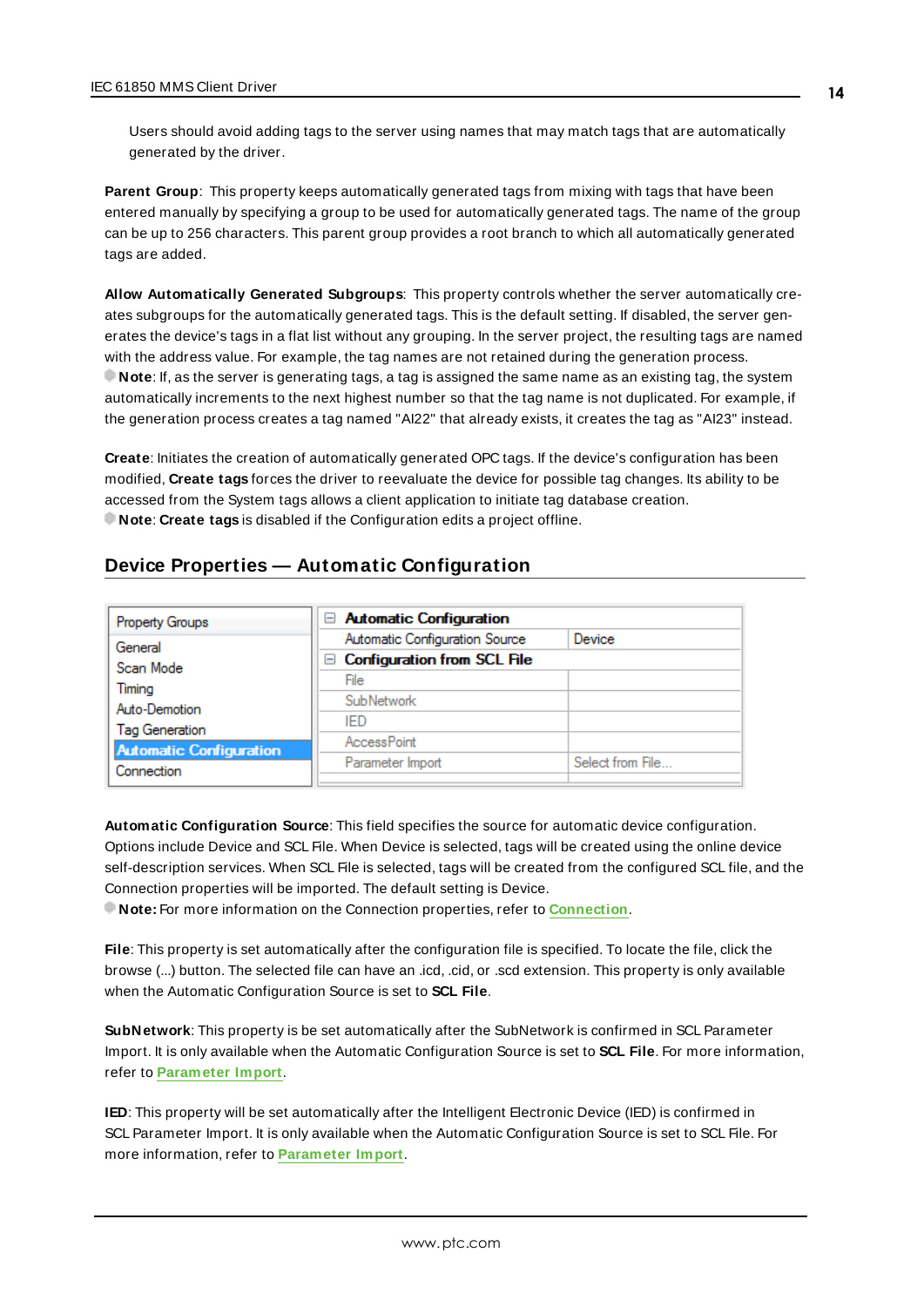Users should avoid adding tags to the server using names that may match tags that are automatically generated by the driver.

**Parent Group**: This property keeps automatically generated tags from mixing with tags that have been entered manually by specifying a group to be used for automatically generated tags. The name of the group can be up to 256 characters. This parent group provides a root branch to which all automatically generated tags are added.

**Allow Automatically Generated Subgroups**: This property controls whether the server automatically creates subgroups for the automatically generated tags. This is the default setting. If disabled, the server generates the device's tags in a flat list without any grouping. In the server project, the resulting tags are named with the address value. For example, the tag names are not retained during the generation process.
**Note**: If, as the server is generating tags, a tag is assigned the same name as an existing tag, the system automatically increments to the next highest number so that the tag name is not duplicated. For example, if the generation process creates a tag named "AI22" that already exists, it creates the tag as "AI23" instead.

**Create**: Initiates the creation of automatically generated OPC tags. If the device's configuration has been modified, **Create tags** forces the driver to reevaluate the device for possible tag changes. Its ability to be accessed from the System tags allows a client application to initiate tag database creation.
**Note**: **Create tags** is disabled if the Configuration edits a project offline.

## Device Properties — Automatic Configuration

| Property Groups | | |
|---|---|---|
| General | **Automatic Configuration** | |
| Scan Mode | Automatic Configuration Source | Device |
| Timing | **Configuration from SCL File** | |
| Auto-Demotion | File | |
| Tag Generation | SubNetwork | |
| **Automatic Configuration** | IED | |
| Connection | AccessPoint | |
| | Parameter Import | Select from File... |

**Automatic Configuration Source**: This field specifies the source for automatic device configuration. Options include Device and SCL File. When Device is selected, tags will be created using the online device self-description services. When SCL File is selected, tags will be created from the configured SCL file, and the Connection properties will be imported. The default setting is Device.
**Note:** For more information on the Connection properties, refer to **Connection**.

**File**: This property is set automatically after the configuration file is specified. To locate the file, click the browse (...) button. The selected file can have an .icd, .cid, or .scd extension. This property is only available when the Automatic Configuration Source is set to **SCL File**.

**SubNetwork**: This property is be set automatically after the SubNetwork is confirmed in SCL Parameter Import. It is only available when the Automatic Configuration Source is set to **SCL File**. For more information, refer to **Parameter Import**.

**IED**: This property will be set automatically after the Intelligent Electronic Device (IED) is confirmed in SCL Parameter Import. It is only available when the Automatic Configuration Source is set to SCL File. For more information, refer to **Parameter Import**.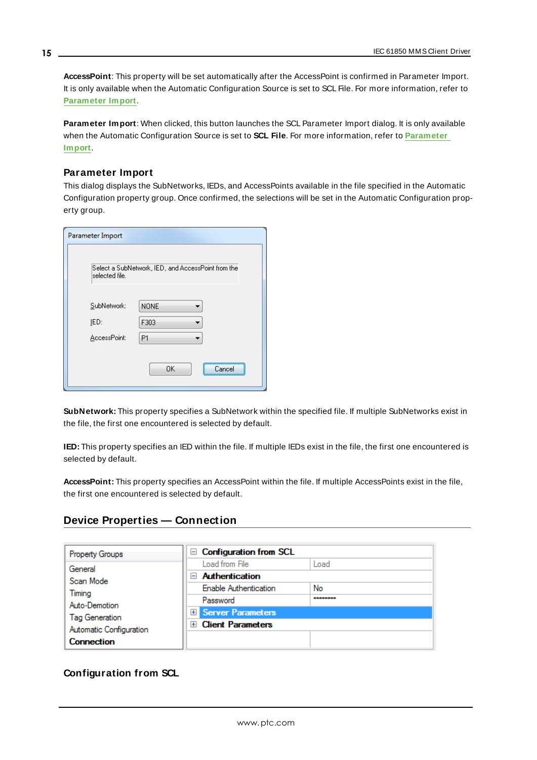**AccessPoint**: This property will be set automatically after the AccessPoint is confirmed in Parameter Import. It is only available when the Automatic Configuration Source is set to SCL File. For more information, refer to **Parameter Import**.

**Parameter Import**: When clicked, this button launches the SCL Parameter Import dialog. It is only available when the Automatic Configuration Source is set to **SCL File**. For more information, refer to **Parameter Import**.

### Parameter Import

This dialog displays the SubNetworks, IEDs, and AccessPoints available in the file specified in the Automatic Configuration property group. Once confirmed, the selections will be set in the Automatic Configuration property group.

**SubNetwork:** This property specifies a SubNetwork within the specified file. If multiple SubNetworks exist in the file, the first one encountered is selected by default.

**IED:** This property specifies an IED within the file. If multiple IEDs exist in the file, the first one encountered is selected by default.

**AccessPoint:** This property specifies an AccessPoint within the file. If multiple AccessPoints exist in the file, the first one encountered is selected by default.

## Device Properties — Connection

### Configuration from SCL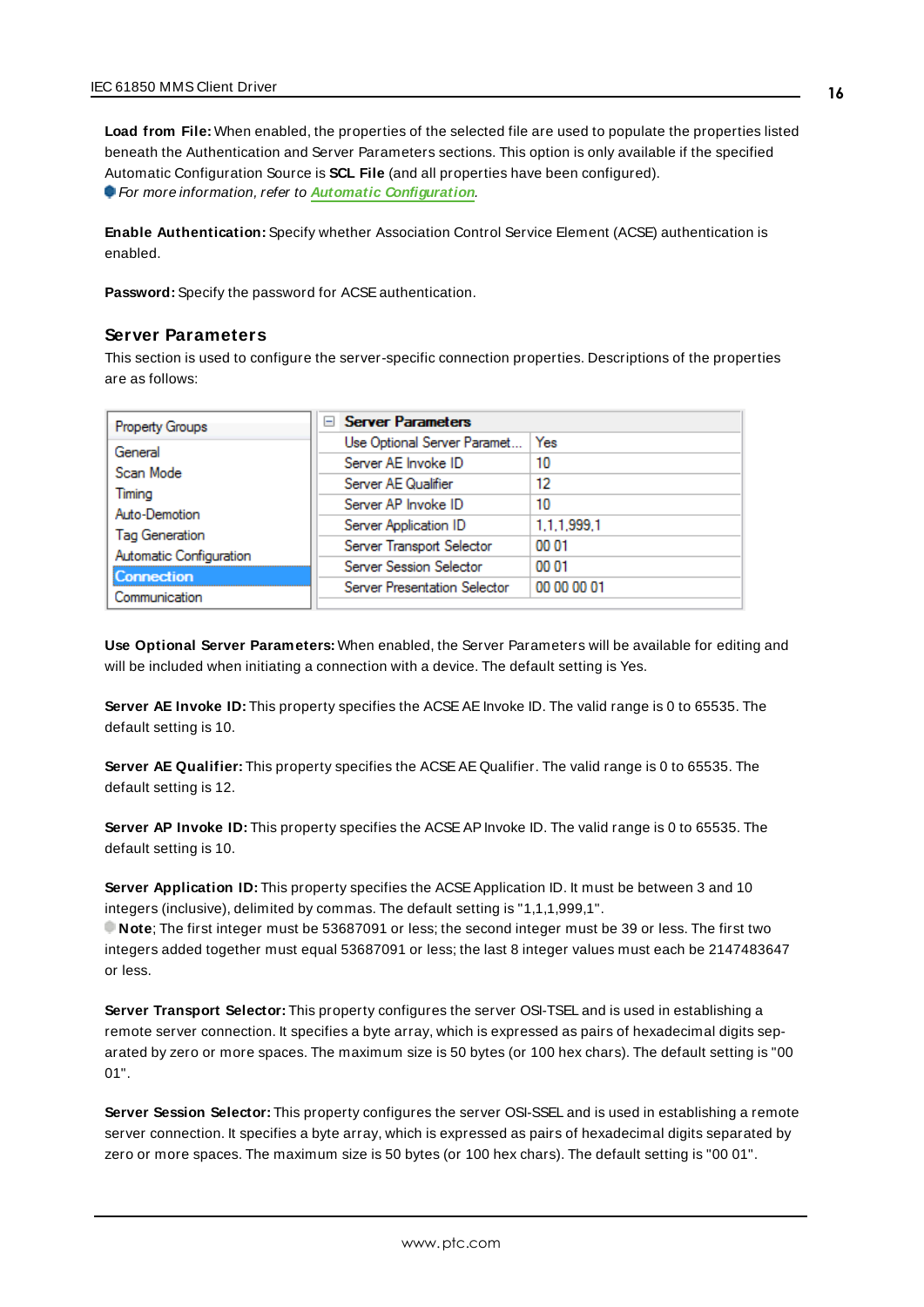**Load from File:** When enabled, the properties of the selected file are used to populate the properties listed beneath the Authentication and Server Parameters sections. This option is only available if the specified Automatic Configuration Source is **SCL File** (and all properties have been configured).

*For more information, refer to* ***Automatic Configuration***.

**Enable Authentication:** Specify whether Association Control Service Element (ACSE) authentication is enabled.

**Password:** Specify the password for ACSE authentication.

### Server Parameters

This section is used to configure the server-specific connection properties. Descriptions of the properties are as follows:

| Property Groups | Server Parameters | |
|---|---|---|
| General | Use Optional Server Paramet... | Yes |
| Scan Mode | Server AE Invoke ID | 10 |
| Timing | Server AE Qualifier | 12 |
| Auto-Demotion | Server AP Invoke ID | 10 |
| Tag Generation | Server Application ID | 1,1,1,999,1 |
| Automatic Configuration | Server Transport Selector | 00 01 |
| **Connection** | Server Session Selector | 00 01 |
| Communication | Server Presentation Selector | 00 00 00 01 |

**Use Optional Server Parameters:** When enabled, the Server Parameters will be available for editing and will be included when initiating a connection with a device. The default setting is Yes.

**Server AE Invoke ID:** This property specifies the ACSE AE Invoke ID. The valid range is 0 to 65535. The default setting is 10.

**Server AE Qualifier:** This property specifies the ACSE AE Qualifier. The valid range is 0 to 65535. The default setting is 12.

**Server AP Invoke ID:** This property specifies the ACSE AP Invoke ID. The valid range is 0 to 65535. The default setting is 10.

**Server Application ID:** This property specifies the ACSE Application ID. It must be between 3 and 10 integers (inclusive), delimited by commas. The default setting is "1,1,1,999,1".

**Note**; The first integer must be 53687091 or less; the second integer must be 39 or less. The first two integers added together must equal 53687091 or less; the last 8 integer values must each be 2147483647 or less.

**Server Transport Selector:** This property configures the server OSI-TSEL and is used in establishing a remote server connection. It specifies a byte array, which is expressed as pairs of hexadecimal digits separated by zero or more spaces. The maximum size is 50 bytes (or 100 hex chars). The default setting is "00 01".

**Server Session Selector:** This property configures the server OSI-SSEL and is used in establishing a remote server connection. It specifies a byte array, which is expressed as pairs of hexadecimal digits separated by zero or more spaces. The maximum size is 50 bytes (or 100 hex chars). The default setting is "00 01".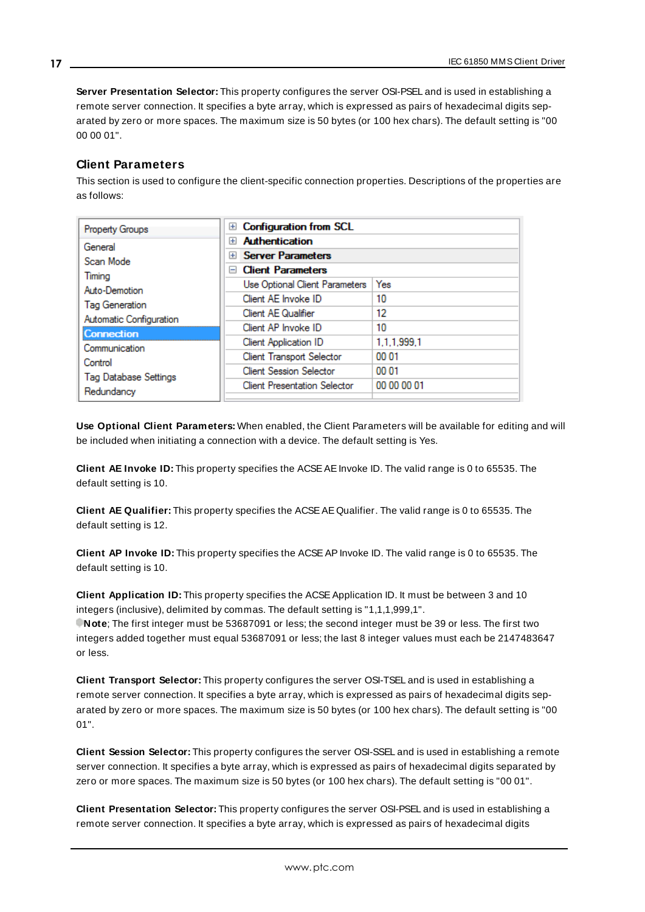**Server Presentation Selector:** This property configures the server OSI-PSEL and is used in establishing a remote server connection. It specifies a byte array, which is expressed as pairs of hexadecimal digits separated by zero or more spaces. The maximum size is 50 bytes (or 100 hex chars). The default setting is "00 00 00 01".

### Client Parameters

This section is used to configure the client-specific connection properties. Descriptions of the properties are as follows:

| Property Groups | | |
|---|---|---|
| General | ⊞ Configuration from SCL | |
| Scan Mode | ⊞ Authentication | |
| Timing | ⊞ Server Parameters | |
| Auto-Demotion | ⊟ Client Parameters | |
| Tag Generation | Use Optional Client Parameters | Yes |
| Automatic Configuration | Client AE Invoke ID | 10 |
| **Connection** | Client AE Qualifier | 12 |
| Communication | Client AP Invoke ID | 10 |
| Control | Client Application ID | 1,1,1,999,1 |
| Tag Database Settings | Client Transport Selector | 00 01 |
| Redundancy | Client Session Selector | 00 01 |
| | Client Presentation Selector | 00 00 00 01 |

**Use Optional Client Parameters:** When enabled, the Client Parameters will be available for editing and will be included when initiating a connection with a device. The default setting is Yes.

**Client AE Invoke ID:** This property specifies the ACSE AE Invoke ID. The valid range is 0 to 65535. The default setting is 10.

**Client AE Qualifier:** This property specifies the ACSE AE Qualifier. The valid range is 0 to 65535. The default setting is 12.

**Client AP Invoke ID:** This property specifies the ACSE AP Invoke ID. The valid range is 0 to 65535. The default setting is 10.

**Client Application ID:** This property specifies the ACSE Application ID. It must be between 3 and 10 integers (inclusive), delimited by commas. The default setting is "1,1,1,999,1".
**Note**; The first integer must be 53687091 or less; the second integer must be 39 or less. The first two integers added together must equal 53687091 or less; the last 8 integer values must each be 2147483647 or less.

**Client Transport Selector:** This property configures the server OSI-TSEL and is used in establishing a remote server connection. It specifies a byte array, which is expressed as pairs of hexadecimal digits separated by zero or more spaces. The maximum size is 50 bytes (or 100 hex chars). The default setting is "00 01".

**Client Session Selector:** This property configures the server OSI-SSEL and is used in establishing a remote server connection. It specifies a byte array, which is expressed as pairs of hexadecimal digits separated by zero or more spaces. The maximum size is 50 bytes (or 100 hex chars). The default setting is "00 01".

**Client Presentation Selector:** This property configures the server OSI-PSEL and is used in establishing a remote server connection. It specifies a byte array, which is expressed as pairs of hexadecimal digits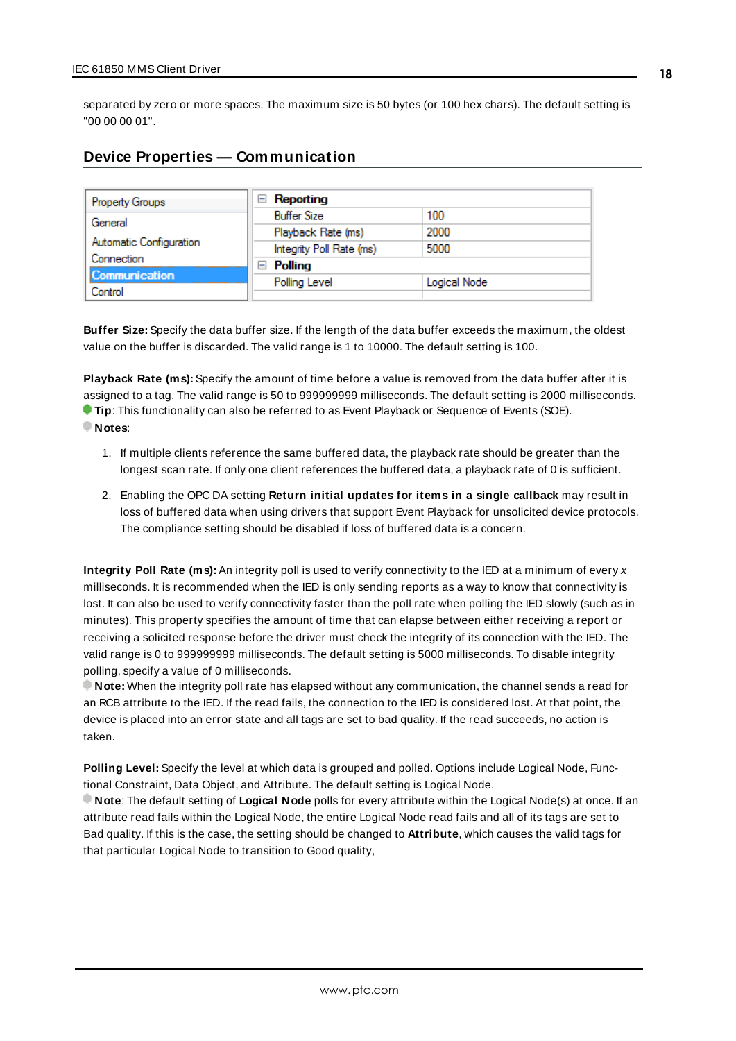separated by zero or more spaces. The maximum size is 50 bytes (or 100 hex chars). The default setting is "00 00 00 01".

## Device Properties — Communication

| Property Groups | | |
|---|---|---|
| General | **Reporting** | |
| Automatic Configuration | Buffer Size | 100 |
| Connection | Playback Rate (ms) | 2000 |
| **Communication** | Integrity Poll Rate (ms) | 5000 |
| Control | **Polling** | |
| | Polling Level | Logical Node |

**Buffer Size:** Specify the data buffer size. If the length of the data buffer exceeds the maximum, the oldest value on the buffer is discarded. The valid range is 1 to 10000. The default setting is 100.

**Playback Rate (ms):** Specify the amount of time before a value is removed from the data buffer after it is assigned to a tag. The valid range is 50 to 999999999 milliseconds. The default setting is 2000 milliseconds.

**Tip**: This functionality can also be referred to as Event Playback or Sequence of Events (SOE).

**Notes**:

1. If multiple clients reference the same buffered data, the playback rate should be greater than the longest scan rate. If only one client references the buffered data, a playback rate of 0 is sufficient.

2. Enabling the OPC DA setting **Return initial updates for items in a single callback** may result in loss of buffered data when using drivers that support Event Playback for unsolicited device protocols. The compliance setting should be disabled if loss of buffered data is a concern.

**Integrity Poll Rate (ms):** An integrity poll is used to verify connectivity to the IED at a minimum of every *x* milliseconds. It is recommended when the IED is only sending reports as a way to know that connectivity is lost. It can also be used to verify connectivity faster than the poll rate when polling the IED slowly (such as in minutes). This property specifies the amount of time that can elapse between either receiving a report or receiving a solicited response before the driver must check the integrity of its connection with the IED. The valid range is 0 to 999999999 milliseconds. The default setting is 5000 milliseconds. To disable integrity polling, specify a value of 0 milliseconds.

**Note:** When the integrity poll rate has elapsed without any communication, the channel sends a read for an RCB attribute to the IED. If the read fails, the connection to the IED is considered lost. At that point, the device is placed into an error state and all tags are set to bad quality. If the read succeeds, no action is taken.

**Polling Level:** Specify the level at which data is grouped and polled. Options include Logical Node, Functional Constraint, Data Object, and Attribute. The default setting is Logical Node.

**Note**: The default setting of **Logical Node** polls for every attribute within the Logical Node(s) at once. If an attribute read fails within the Logical Node, the entire Logical Node read fails and all of its tags are set to Bad quality. If this is the case, the setting should be changed to **Attribute**, which causes the valid tags for that particular Logical Node to transition to Good quality,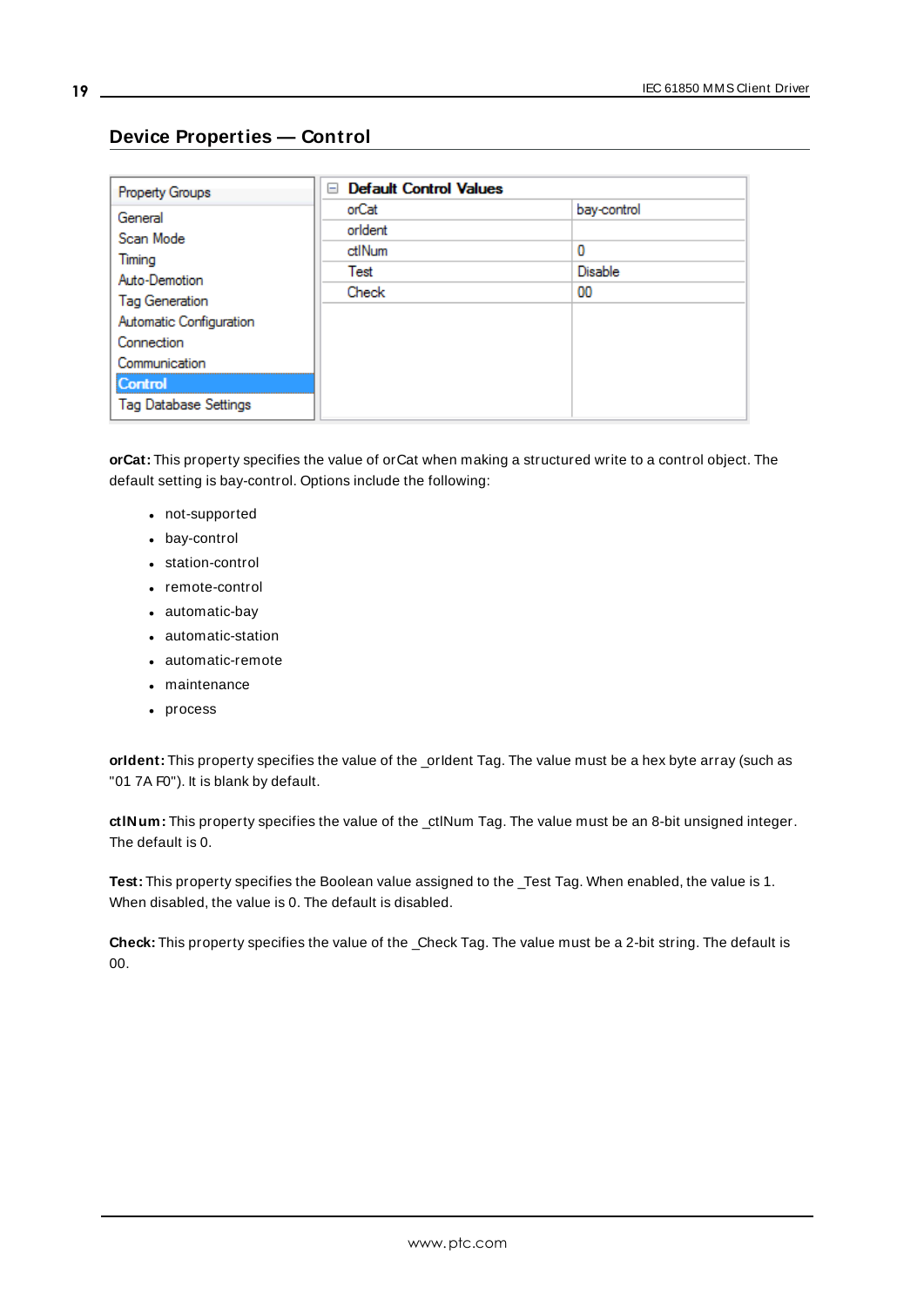## Device Properties — Control

| Property Groups | Default Control Values | |
|---|---|---|
| General | orCat | bay-control |
| Scan Mode | orIdent | |
| Timing | ctlNum | 0 |
| Auto-Demotion | Test | Disable |
| Tag Generation | Check | 00 |
| Automatic Configuration | | |
| Connection | | |
| Communication | | |
| **Control** | | |
| Tag Database Settings | | |

**orCat:** This property specifies the value of orCat when making a structured write to a control object. The default setting is bay-control. Options include the following:

- not-supported
- bay-control
- station-control
- remote-control
- automatic-bay
- automatic-station
- automatic-remote
- maintenance
- process

**orIdent:** This property specifies the value of the _orIdent Tag. The value must be a hex byte array (such as "01 7A F0"). It is blank by default.

**ctlNum:** This property specifies the value of the _ctlNum Tag. The value must be an 8-bit unsigned integer. The default is 0.

**Test:** This property specifies the Boolean value assigned to the _Test Tag. When enabled, the value is 1. When disabled, the value is 0. The default is disabled.

**Check:** This property specifies the value of the _Check Tag. The value must be a 2-bit string. The default is 00.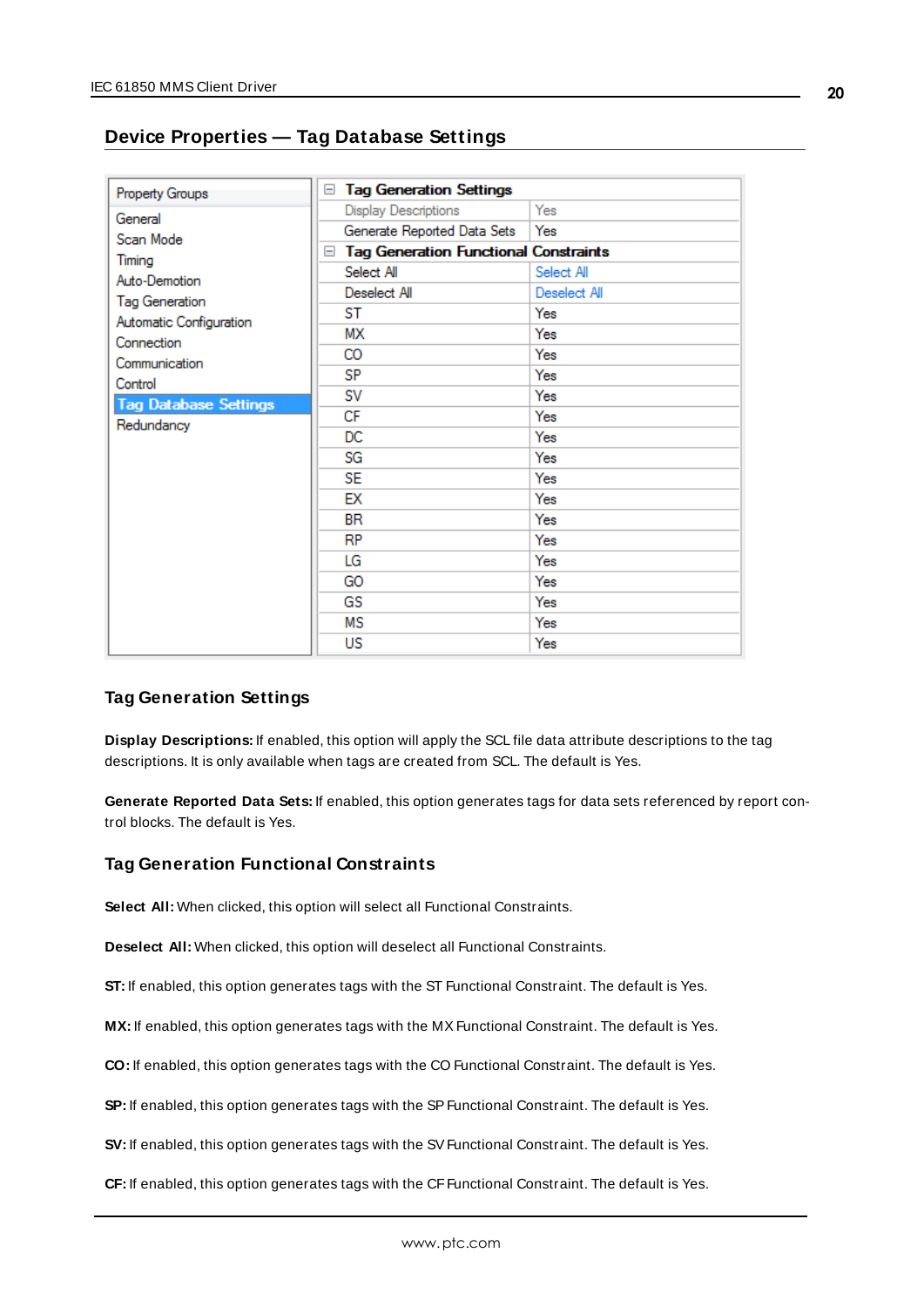## Device Properties — Tag Database Settings

| Property Groups | Tag Generation Settings | |
|---|---|---|
| General | Display Descriptions | Yes |
| Scan Mode | Generate Reported Data Sets | Yes |
| Timing | **Tag Generation Functional Constraints** | |
| Auto-Demotion | Select All | Select All |
| Tag Generation | Deselect All | Deselect All |
| Automatic Configuration | ST | Yes |
| Connection | MX | Yes |
| Communication | CO | Yes |
| Control | SP | Yes |
| Tag Database Settings | SV | Yes |
| Redundancy | CF | Yes |
| | DC | Yes |
| | SG | Yes |
| | SE | Yes |
| | EX | Yes |
| | BR | Yes |
| | RP | Yes |
| | LG | Yes |
| | GO | Yes |
| | GS | Yes |
| | MS | Yes |
| | US | Yes |

### Tag Generation Settings

**Display Descriptions:** If enabled, this option will apply the SCL file data attribute descriptions to the tag descriptions. It is only available when tags are created from SCL. The default is Yes.

**Generate Reported Data Sets:** If enabled, this option generates tags for data sets referenced by report control blocks. The default is Yes.

### Tag Generation Functional Constraints

**Select All:** When clicked, this option will select all Functional Constraints.

**Deselect All:** When clicked, this option will deselect all Functional Constraints.

**ST:** If enabled, this option generates tags with the ST Functional Constraint. The default is Yes.

**MX:** If enabled, this option generates tags with the MX Functional Constraint. The default is Yes.

**CO:** If enabled, this option generates tags with the CO Functional Constraint. The default is Yes.

**SP:** If enabled, this option generates tags with the SP Functional Constraint. The default is Yes.

**SV:** If enabled, this option generates tags with the SV Functional Constraint. The default is Yes.

**CF:** If enabled, this option generates tags with the CF Functional Constraint. The default is Yes.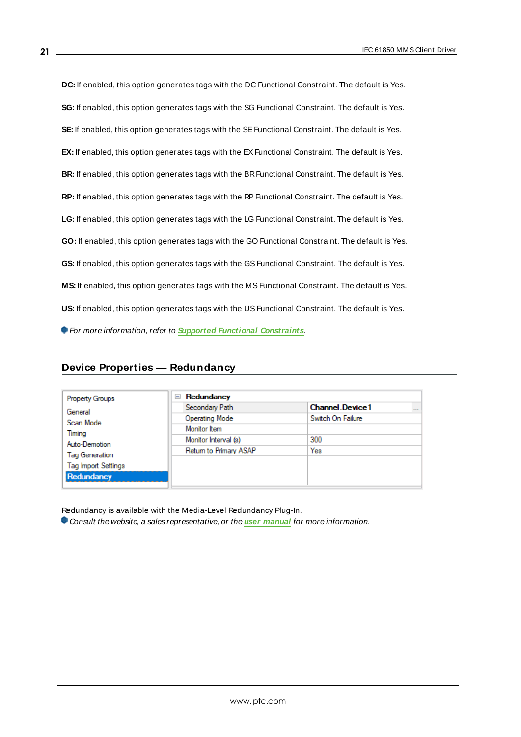**DC:** If enabled, this option generates tags with the DC Functional Constraint. The default is Yes.

**SG:** If enabled, this option generates tags with the SG Functional Constraint. The default is Yes.

**SE:** If enabled, this option generates tags with the SE Functional Constraint. The default is Yes.

**EX:** If enabled, this option generates tags with the EX Functional Constraint. The default is Yes.

**BR:** If enabled, this option generates tags with the BR Functional Constraint. The default is Yes.

**RP:** If enabled, this option generates tags with the RP Functional Constraint. The default is Yes.

**LG:** If enabled, this option generates tags with the LG Functional Constraint. The default is Yes.

**GO:** If enabled, this option generates tags with the GO Functional Constraint. The default is Yes.

**GS:** If enabled, this option generates tags with the GS Functional Constraint. The default is Yes.

**MS:** If enabled, this option generates tags with the MS Functional Constraint. The default is Yes.

**US:** If enabled, this option generates tags with the US Functional Constraint. The default is Yes.

*For more information, refer to Supported Functional Constraints.*

## Device Properties — Redundancy

| Property Groups | Redundancy | |
|---|---|---|
| General | Secondary Path | Channel.Device1 |
| Scan Mode | Operating Mode | Switch On Failure |
| Timing | Monitor Item | |
| Auto-Demotion | Monitor Interval (s) | 300 |
| Tag Generation | Return to Primary ASAP | Yes |
| Tag Import Settings | | |
| Redundancy | | |

Redundancy is available with the Media-Level Redundancy Plug-In.

*Consult the website, a sales representative, or the user manual for more information.*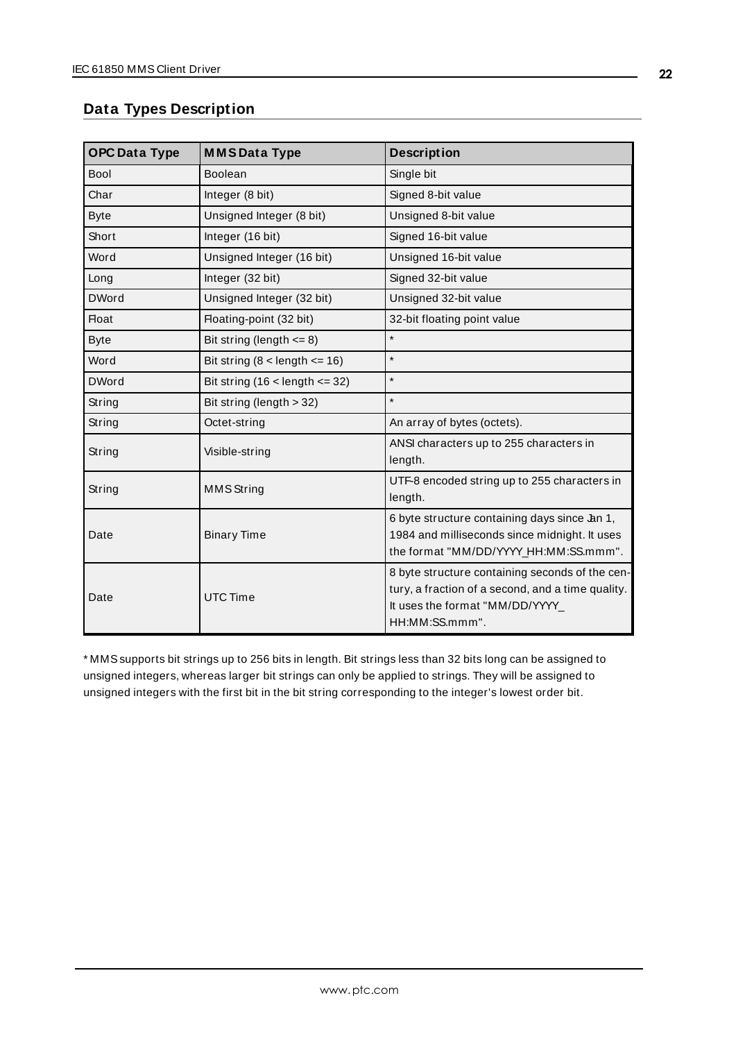## Data Types Description

| OPC Data Type | MMS Data Type | Description |
|---|---|---|
| Bool | Boolean | Single bit |
| Char | Integer (8 bit) | Signed 8-bit value |
| Byte | Unsigned Integer (8 bit) | Unsigned 8-bit value |
| Short | Integer (16 bit) | Signed 16-bit value |
| Word | Unsigned Integer (16 bit) | Unsigned 16-bit value |
| Long | Integer (32 bit) | Signed 32-bit value |
| DWord | Unsigned Integer (32 bit) | Unsigned 32-bit value |
| Float | Floating-point (32 bit) | 32-bit floating point value |
| Byte | Bit string (length <= 8) | * |
| Word | Bit string (8 < length <= 16) | * |
| DWord | Bit string (16 < length <= 32) | * |
| String | Bit string (length > 32) | * |
| String | Octet-string | An array of bytes (octets). |
| String | Visible-string | ANSI characters up to 255 characters in length. |
| String | MMS String | UTF-8 encoded string up to 255 characters in length. |
| Date | Binary Time | 6 byte structure containing days since Jan 1, 1984 and milliseconds since midnight. It uses the format "MM/DD/YYYY_HH:MM:SS.mmm". |
| Date | UTC Time | 8 byte structure containing seconds of the century, a fraction of a second, and a time quality. It uses the format "MM/DD/YYYY_ HH:MM:SS.mmm". |

* MMS supports bit strings up to 256 bits in length. Bit strings less than 32 bits long can be assigned to unsigned integers, whereas larger bit strings can only be applied to strings. They will be assigned to unsigned integers with the first bit in the bit string corresponding to the integer's lowest order bit.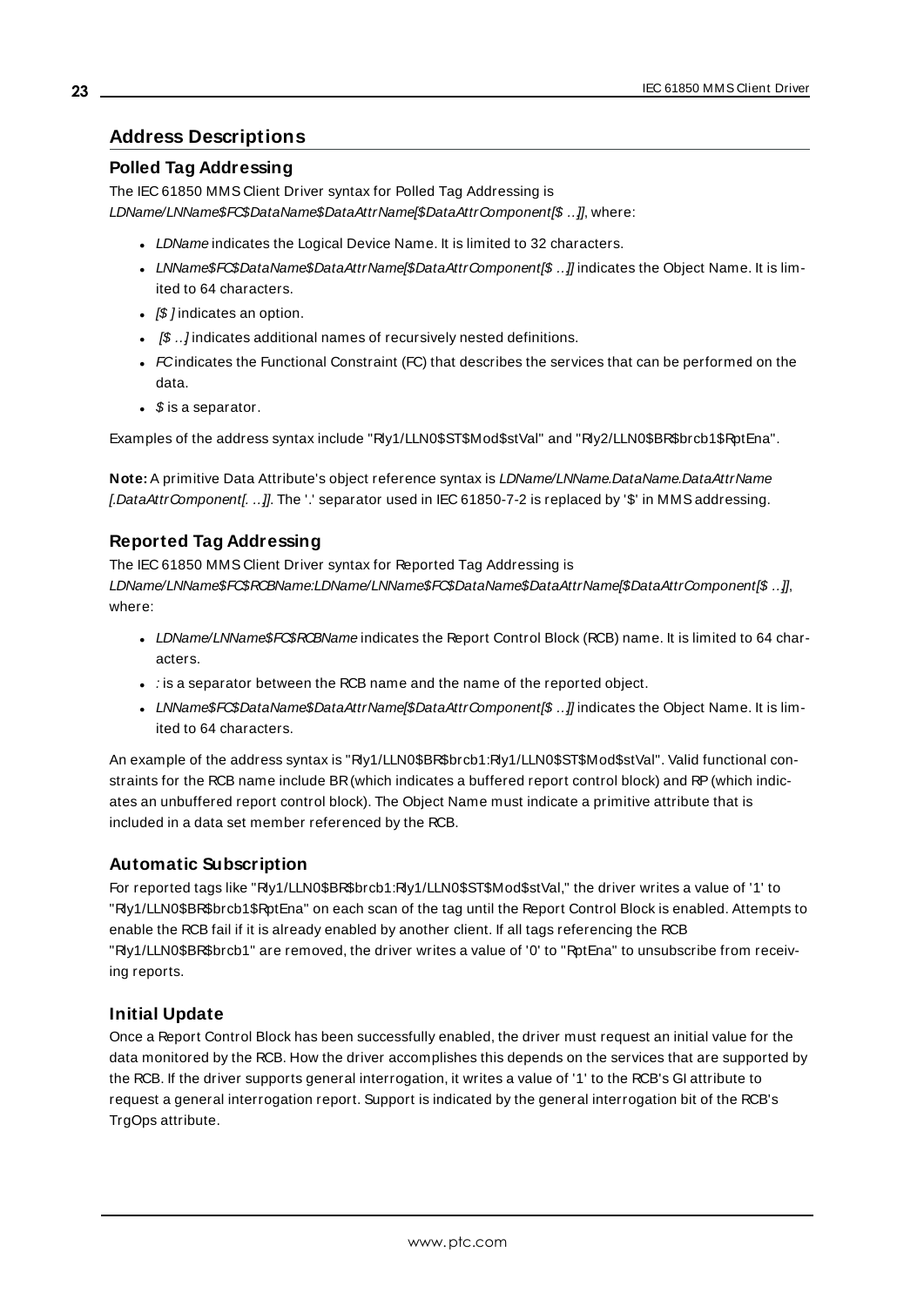## Address Descriptions

### Polled Tag Addressing

The IEC 61850 MMS Client Driver syntax for Polled Tag Addressing is *LDName/LNName$FC$DataName$DataAttrName[$DataAttrComponent[$ ...]]*, where:

- *LDName* indicates the Logical Device Name. It is limited to 32 characters.
- *LNName$FC$DataName$DataAttrName[$DataAttrComponent[$ ...]]* indicates the Object Name. It is limited to 64 characters.
- *[$ ]* indicates an option.
- *[$ ...]* indicates additional names of recursively nested definitions.
- *FC* indicates the Functional Constraint (FC) that describes the services that can be performed on the data.
- *$* is a separator.

Examples of the address syntax include "Rly1/LLN0$ST$Mod$stVal" and "Rly2/LLN0$BR$brcb1$RptEna".

**Note:** A primitive Data Attribute's object reference syntax is *LDName/LNName.DataName.DataAttrName [.DataAttrComponent[. ...]]*. The '.' separator used in IEC 61850-7-2 is replaced by '$' in MMS addressing.

### Reported Tag Addressing

The IEC 61850 MMS Client Driver syntax for Reported Tag Addressing is *LDName/LNName$FC$RCBName:LDName/LNName$FC$DataName$DataAttrName[$DataAttrComponent[$ ...]]*, where:

- *LDName/LNName$FC$RCBName* indicates the Report Control Block (RCB) name. It is limited to 64 characters.
- *:* is a separator between the RCB name and the name of the reported object.
- *LNName$FC$DataName$DataAttrName[$DataAttrComponent[$ ...]]* indicates the Object Name. It is limited to 64 characters.

An example of the address syntax is "Rly1/LLN0$BR$brcb1:Rly1/LLN0$ST$Mod$stVal". Valid functional constraints for the RCB name include BR (which indicates a buffered report control block) and RP (which indicates an unbuffered report control block). The Object Name must indicate a primitive attribute that is included in a data set member referenced by the RCB.

### Automatic Subscription

For reported tags like "Rly1/LLN0$BR$brcb1:Rly1/LLN0$ST$Mod$stVal," the driver writes a value of '1' to "Rly1/LLN0$BR$brcb1$RptEna" on each scan of the tag until the Report Control Block is enabled. Attempts to enable the RCB fail if it is already enabled by another client. If all tags referencing the RCB "Rly1/LLN0$BR$brcb1" are removed, the driver writes a value of '0' to "RptEna" to unsubscribe from receiving reports.

### Initial Update

Once a Report Control Block has been successfully enabled, the driver must request an initial value for the data monitored by the RCB. How the driver accomplishes this depends on the services that are supported by the RCB. If the driver supports general interrogation, it writes a value of '1' to the RCB's GI attribute to request a general interrogation report. Support is indicated by the general interrogation bit of the RCB's TrgOps attribute.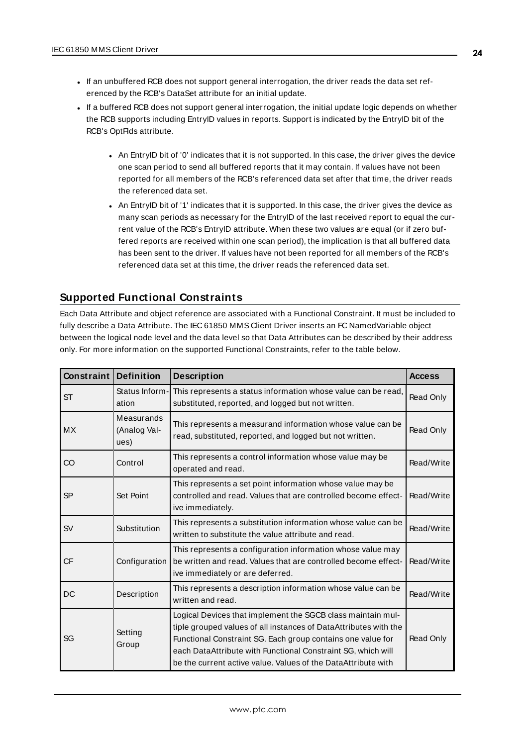- If an unbuffered RCB does not support general interrogation, the driver reads the data set referenced by the RCB's DataSet attribute for an initial update.
- If a buffered RCB does not support general interrogation, the initial update logic depends on whether the RCB supports including EntryID values in reports. Support is indicated by the EntryID bit of the RCB's OptFlds attribute.
    - An EntryID bit of '0' indicates that it is not supported. In this case, the driver gives the device one scan period to send all buffered reports that it may contain. If values have not been reported for all members of the RCB's referenced data set after that time, the driver reads the referenced data set.
    - An EntryID bit of '1' indicates that it is supported. In this case, the driver gives the device as many scan periods as necessary for the EntryID of the last received report to equal the current value of the RCB's EntryID attribute. When these two values are equal (or if zero buffered reports are received within one scan period), the implication is that all buffered data has been sent to the driver. If values have not been reported for all members of the RCB's referenced data set at this time, the driver reads the referenced data set.

## Supported Functional Constraints

Each Data Attribute and object reference are associated with a Functional Constraint. It must be included to fully describe a Data Attribute. The IEC 61850 MMS Client Driver inserts an FC NamedVariable object between the logical node level and the data level so that Data Attributes can be described by their address only. For more information on the supported Functional Constraints, refer to the table below.

| Constraint | Definition | Description | Access |
|---|---|---|---|
| ST | Status Information | This represents a status information whose value can be read, substituted, reported, and logged but not written. | Read Only |
| MX | Measurands (Analog Values) | This represents a measurand information whose value can be read, substituted, reported, and logged but not written. | Read Only |
| CO | Control | This represents a control information whose value may be operated and read. | Read/Write |
| SP | Set Point | This represents a set point information whose value may be controlled and read. Values that are controlled become effective immediately. | Read/Write |
| SV | Substitution | This represents a substitution information whose value can be written to substitute the value attribute and read. | Read/Write |
| CF | Configuration | This represents a configuration information whose value may be written and read. Values that are controlled become effective immediately or are deferred. | Read/Write |
| DC | Description | This represents a description information whose value can be written and read. | Read/Write |
| SG | Setting Group | Logical Devices that implement the SGCB class maintain multiple grouped values of all instances of DataAttributes with the Functional Constraint SG. Each group contains one value for each DataAttribute with Functional Constraint SG, which will be the current active value. Values of the DataAttribute with | Read Only |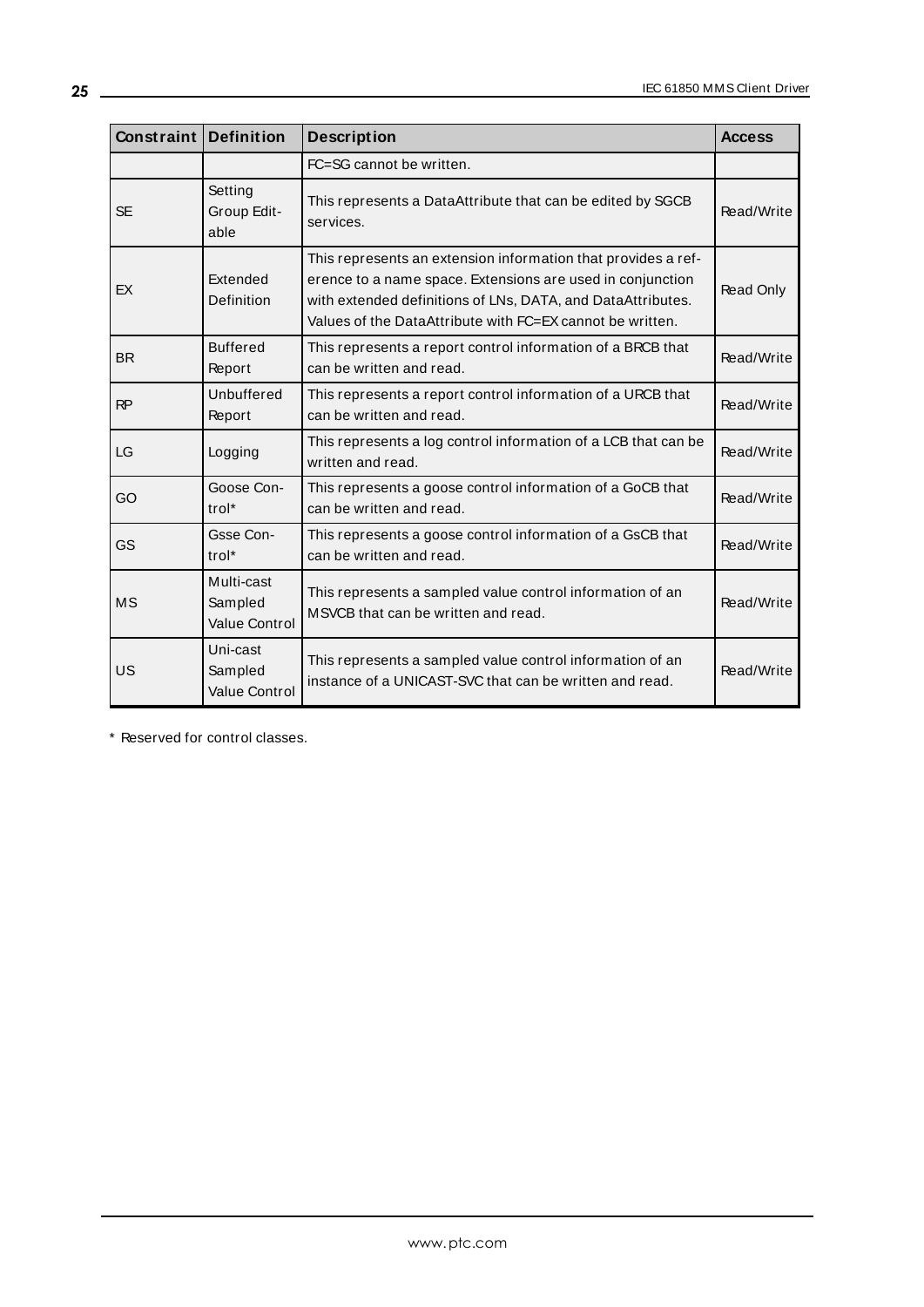| Constraint | Definition | Description | Access |
|---|---|---|---|
| | | FC=SG cannot be written. | |
| SE | Setting Group Editable | This represents a DataAttribute that can be edited by SGCB services. | Read/Write |
| EX | Extended Definition | This represents an extension information that provides a reference to a name space. Extensions are used in conjunction with extended definitions of LNs, DATA, and DataAttributes. Values of the DataAttribute with FC=EX cannot be written. | Read Only |
| BR | Buffered Report | This represents a report control information of a BRCB that can be written and read. | Read/Write |
| RP | Unbuffered Report | This represents a report control information of a URCB that can be written and read. | Read/Write |
| LG | Logging | This represents a log control information of a LCB that can be written and read. | Read/Write |
| GO | Goose Control* | This represents a goose control information of a GoCB that can be written and read. | Read/Write |
| GS | Gsse Control* | This represents a goose control information of a GsCB that can be written and read. | Read/Write |
| MS | Multi-cast Sampled Value Control | This represents a sampled value control information of an MSVCB that can be written and read. | Read/Write |
| US | Uni-cast Sampled Value Control | This represents a sampled value control information of an instance of a UNICAST-SVC that can be written and read. | Read/Write |

* Reserved for control classes.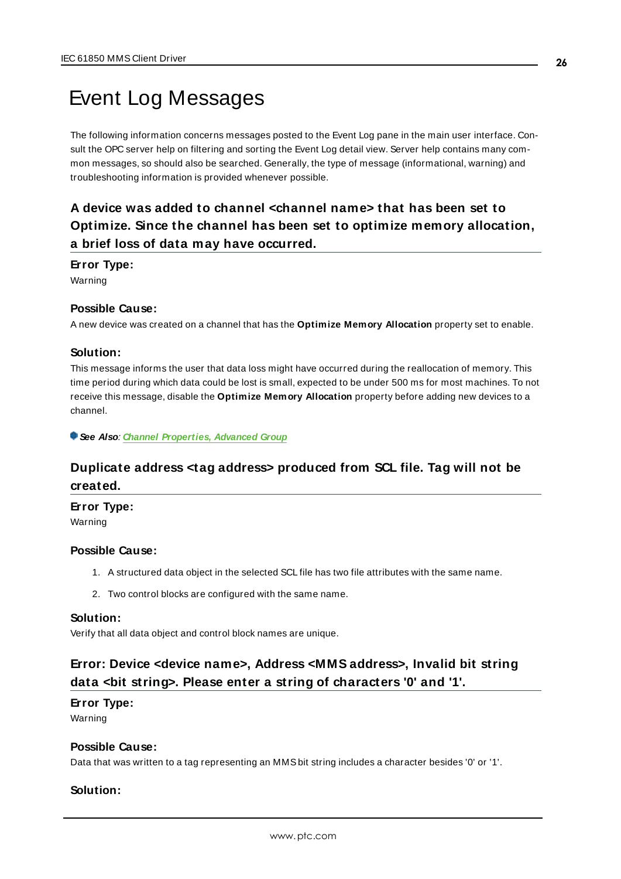# Event Log Messages

The following information concerns messages posted to the Event Log pane in the main user interface. Consult the OPC server help on filtering and sorting the Event Log detail view. Server help contains many common messages, so should also be searched. Generally, the type of message (informational, warning) and troubleshooting information is provided whenever possible.

## A device was added to channel <channel name> that has been set to Optimize. Since the channel has been set to optimize memory allocation, a brief loss of data may have occurred.

**Error Type:**

Warning

**Possible Cause:**

A new device was created on a channel that has the **Optimize Memory Allocation** property set to enable.

**Solution:**

This message informs the user that data loss might have occurred during the reallocation of memory. This time period during which data could be lost is small, expected to be under 500 ms for most machines. To not receive this message, disable the **Optimize Memory Allocation** property before adding new devices to a channel.

***See Also**: Channel Properties, Advanced Group*

## Duplicate address <tag address> produced from SCL file. Tag will not be created.

**Error Type:**

Warning

**Possible Cause:**

1. A structured data object in the selected SCL file has two file attributes with the same name.
2. Two control blocks are configured with the same name.

**Solution:**

Verify that all data object and control block names are unique.

## Error: Device <device name>, Address <MMS address>, Invalid bit string data <bit string>. Please enter a string of characters '0' and '1'.

**Error Type:**

Warning

**Possible Cause:**

Data that was written to a tag representing an MMS bit string includes a character besides '0' or '1'.

**Solution:**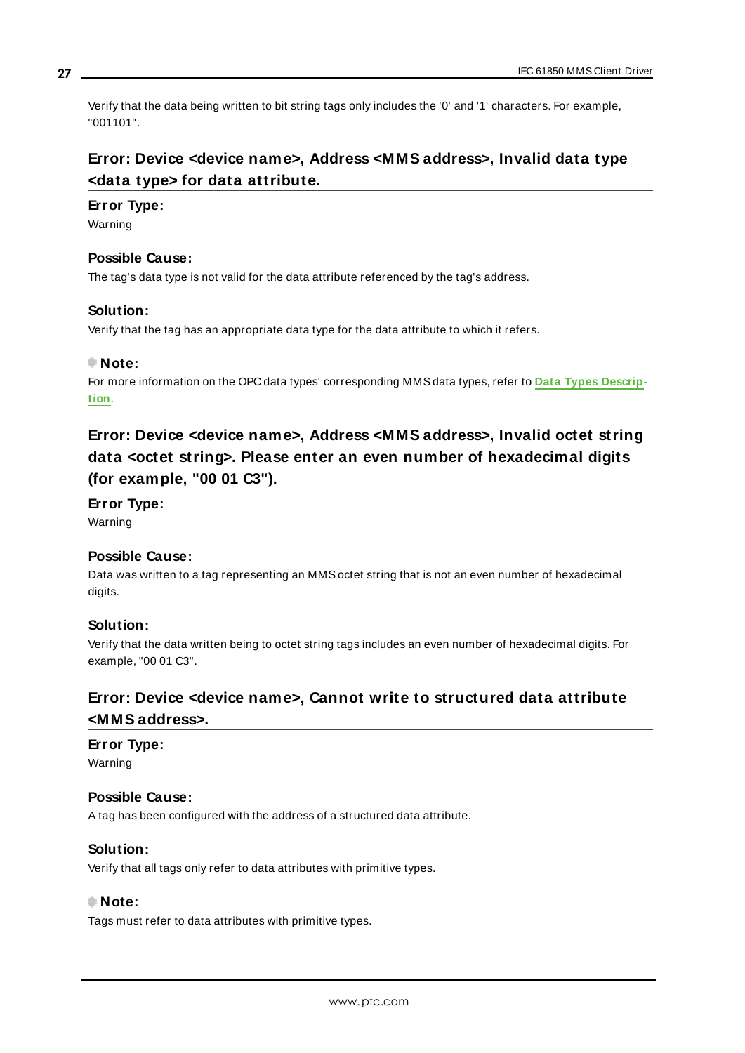Verify that the data being written to bit string tags only includes the '0' and '1' characters. For example, "001101".

## Error: Device <device name>, Address <MMS address>, Invalid data type <data type> for data attribute.

**Error Type:**

Warning

**Possible Cause:**

The tag's data type is not valid for the data attribute referenced by the tag's address.

**Solution:**

Verify that the tag has an appropriate data type for the data attribute to which it refers.

**Note:**

For more information on the OPC data types' corresponding MMS data types, refer to **Data Types Description**.

## Error: Device <device name>, Address <MMS address>, Invalid octet string data <octet string>. Please enter an even number of hexadecimal digits (for example, "00 01 C3").

**Error Type:**

Warning

**Possible Cause:**

Data was written to a tag representing an MMS octet string that is not an even number of hexadecimal digits.

**Solution:**

Verify that the data written being to octet string tags includes an even number of hexadecimal digits. For example, "00 01 C3".

## Error: Device <device name>, Cannot write to structured data attribute <MMS address>.

**Error Type:**

Warning

**Possible Cause:**

A tag has been configured with the address of a structured data attribute.

**Solution:**

Verify that all tags only refer to data attributes with primitive types.

**Note:**

Tags must refer to data attributes with primitive types.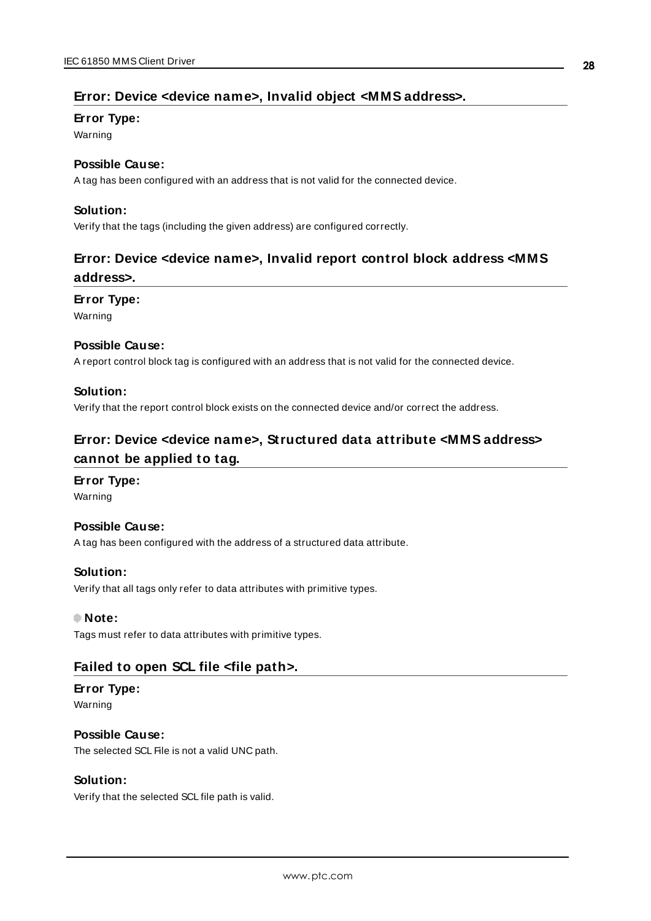## Error: Device <device name>, Invalid object <MMS address>.

**Error Type:**

Warning

**Possible Cause:**

A tag has been configured with an address that is not valid for the connected device.

**Solution:**

Verify that the tags (including the given address) are configured correctly.

## Error: Device <device name>, Invalid report control block address <MMS address>.

**Error Type:**

Warning

**Possible Cause:**

A report control block tag is configured with an address that is not valid for the connected device.

**Solution:**

Verify that the report control block exists on the connected device and/or correct the address.

## Error: Device <device name>, Structured data attribute <MMS address> cannot be applied to tag.

**Error Type:**

Warning

**Possible Cause:**

A tag has been configured with the address of a structured data attribute.

**Solution:**

Verify that all tags only refer to data attributes with primitive types.

**Note:**

Tags must refer to data attributes with primitive types.

## Failed to open SCL file <file path>.

**Error Type:**

Warning

**Possible Cause:**

The selected SCL File is not a valid UNC path.

**Solution:**

Verify that the selected SCL file path is valid.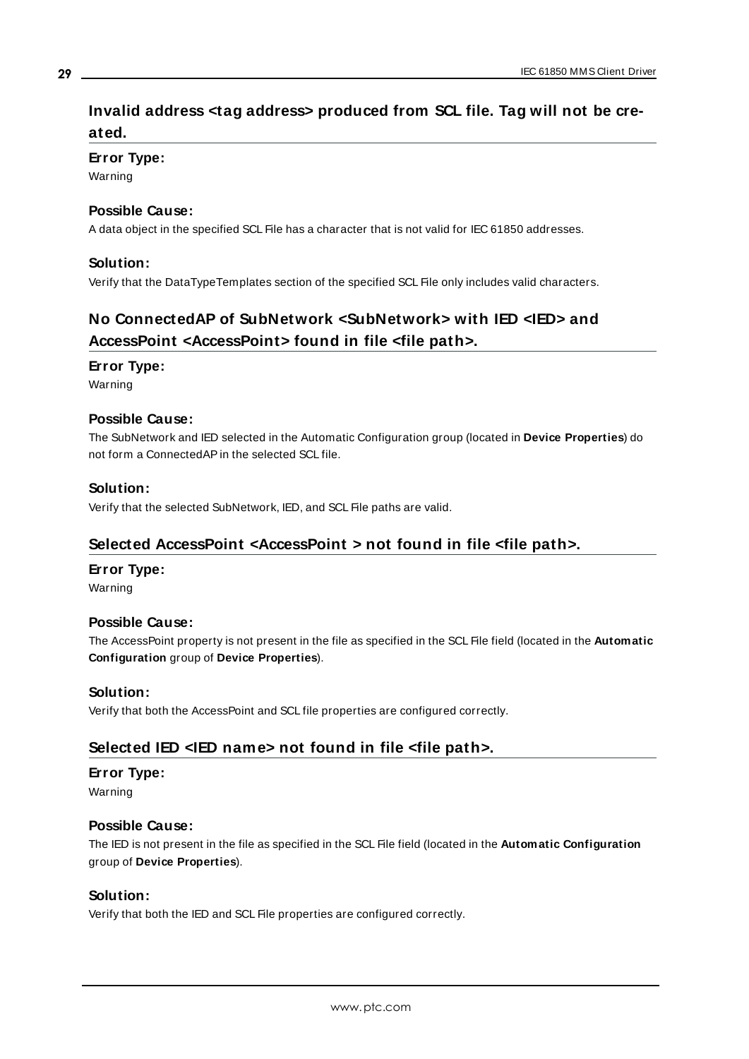## Invalid address <tag address> produced from SCL file. Tag will not be created.

### Error Type:

Warning

### Possible Cause:

A data object in the specified SCL File has a character that is not valid for IEC 61850 addresses.

### Solution:

Verify that the DataTypeTemplates section of the specified SCL File only includes valid characters.

## No ConnectedAP of SubNetwork <SubNetwork> with IED <IED> and AccessPoint <AccessPoint> found in file <file path>.

### Error Type:

Warning

### Possible Cause:

The SubNetwork and IED selected in the Automatic Configuration group (located in **Device Properties**) do not form a ConnectedAP in the selected SCL file.

### Solution:

Verify that the selected SubNetwork, IED, and SCL File paths are valid.

## Selected AccessPoint <AccessPoint > not found in file <file path>.

### Error Type:

Warning

### Possible Cause:

The AccessPoint property is not present in the file as specified in the SCL File field (located in the **Automatic Configuration** group of **Device Properties**).

### Solution:

Verify that both the AccessPoint and SCL file properties are configured correctly.

## Selected IED <IED name> not found in file <file path>.

### Error Type:

Warning

### Possible Cause:

The IED is not present in the file as specified in the SCL File field (located in the **Automatic Configuration** group of **Device Properties**).

### Solution:

Verify that both the IED and SCL File properties are configured correctly.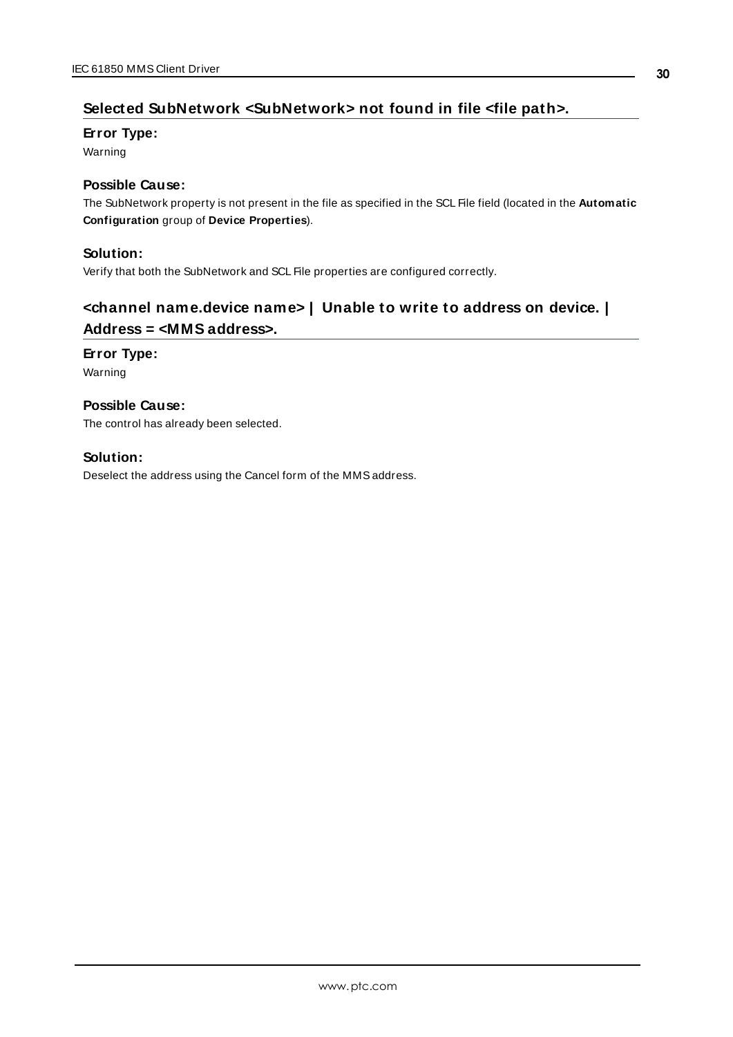## Selected SubNetwork <SubNetwork> not found in file <file path>.

### Error Type:

Warning

### Possible Cause:

The SubNetwork property is not present in the file as specified in the SCL File field (located in the **Automatic Configuration** group of **Device Properties**).

### Solution:

Verify that both the SubNetwork and SCL File properties are configured correctly.

## <channel name.device name> | Unable to write to address on device. | Address = <MMS address>.

### Error Type:

Warning

### Possible Cause:

The control has already been selected.

### Solution:

Deselect the address using the Cancel form of the MMS address.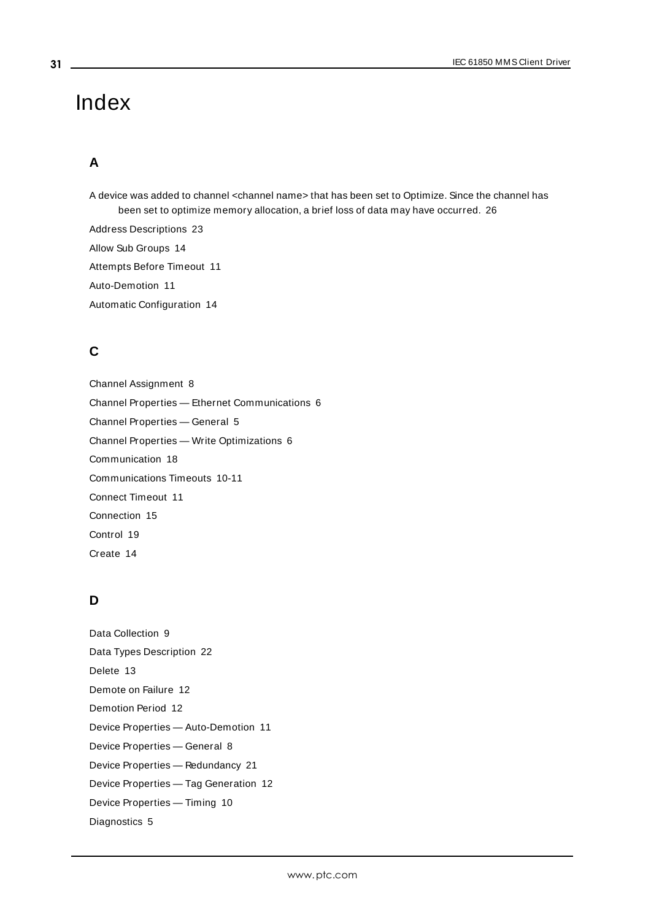# Index

## A

A device was added to channel <channel name> that has been set to Optimize. Since the channel has been set to optimize memory allocation, a brief loss of data may have occurred. 26

Address Descriptions 23

Allow Sub Groups 14

Attempts Before Timeout 11

Auto-Demotion 11

Automatic Configuration 14

## C

Channel Assignment 8

Channel Properties — Ethernet Communications 6

Channel Properties — General 5

Channel Properties — Write Optimizations 6

Communication 18

Communications Timeouts 10-11

Connect Timeout 11

Connection 15

Control 19

Create 14

## D

Data Collection 9

Data Types Description 22

Delete 13

Demote on Failure 12

Demotion Period 12

Device Properties — Auto-Demotion 11

Device Properties — General 8

Device Properties — Redundancy 21

Device Properties — Tag Generation 12

Device Properties — Timing 10

Diagnostics 5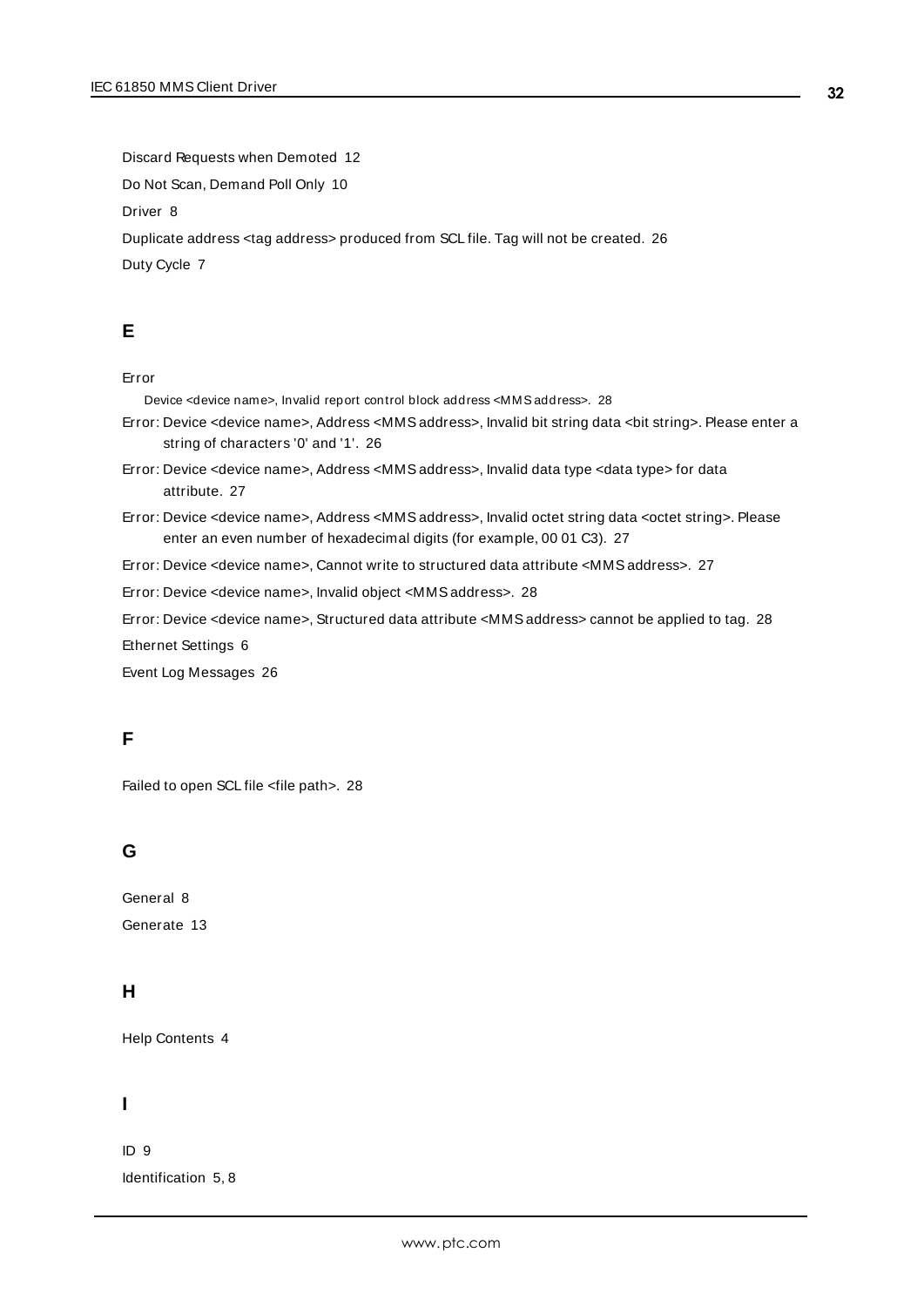Discard Requests when Demoted 12

Do Not Scan, Demand Poll Only 10

Driver 8

Duplicate address <tag address> produced from SCL file. Tag will not be created. 26

Duty Cycle 7

## E

Error

Device <device name>, Invalid report control block address <MMS address>. 28

Error: Device <device name>, Address <MMS address>, Invalid bit string data <bit string>. Please enter a string of characters '0' and '1'. 26

Error: Device <device name>, Address <MMS address>, Invalid data type <data type> for data attribute. 27

Error: Device <device name>, Address <MMS address>, Invalid octet string data <octet string>. Please enter an even number of hexadecimal digits (for example, 00 01 C3). 27

Error: Device <device name>, Cannot write to structured data attribute <MMS address>. 27

Error: Device <device name>, Invalid object <MMS address>. 28

Error: Device <device name>, Structured data attribute <MMS address> cannot be applied to tag. 28

Ethernet Settings 6

Event Log Messages 26

## F

Failed to open SCL file <file path>. 28

## G

General 8

Generate 13

## H

Help Contents 4

## I

ID 9

Identification 5, 8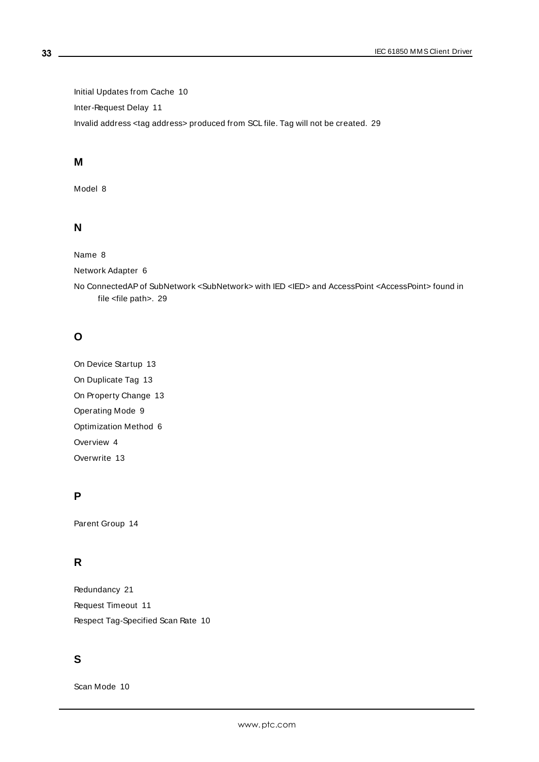Initial Updates from Cache 10

Inter-Request Delay 11

Invalid address <tag address> produced from SCL file. Tag will not be created. 29

## M

Model 8

## N

Name 8

Network Adapter 6

No ConnectedAP of SubNetwork <SubNetwork> with IED <IED> and AccessPoint <AccessPoint> found in file <file path>. 29

## O

On Device Startup 13

On Duplicate Tag 13

On Property Change 13

Operating Mode 9

Optimization Method 6

Overview 4

Overwrite 13

## P

Parent Group 14

## R

Redundancy 21

Request Timeout 11

Respect Tag-Specified Scan Rate 10

## S

Scan Mode 10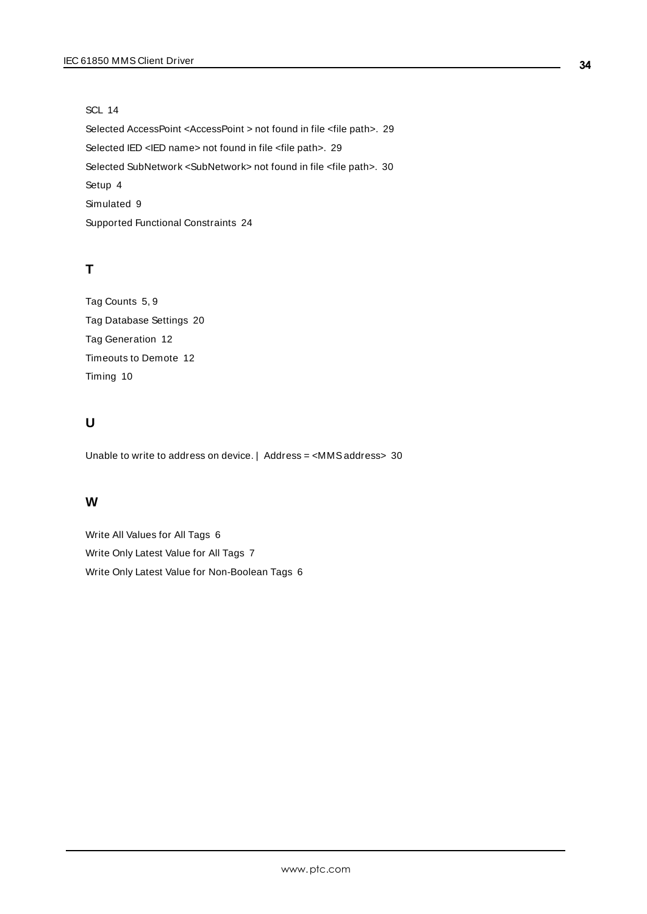SCL 14

Selected AccessPoint <AccessPoint > not found in file <file path>. 29

Selected IED <IED name> not found in file <file path>. 29

Selected SubNetwork <SubNetwork> not found in file <file path>. 30

Setup 4

Simulated 9

Supported Functional Constraints 24

## T

Tag Counts 5, 9

Tag Database Settings 20

Tag Generation 12

Timeouts to Demote 12

Timing 10

## U

Unable to write to address on device. | Address = <MMS address> 30

## W

Write All Values for All Tags 6

Write Only Latest Value for All Tags 7

Write Only Latest Value for Non-Boolean Tags 6